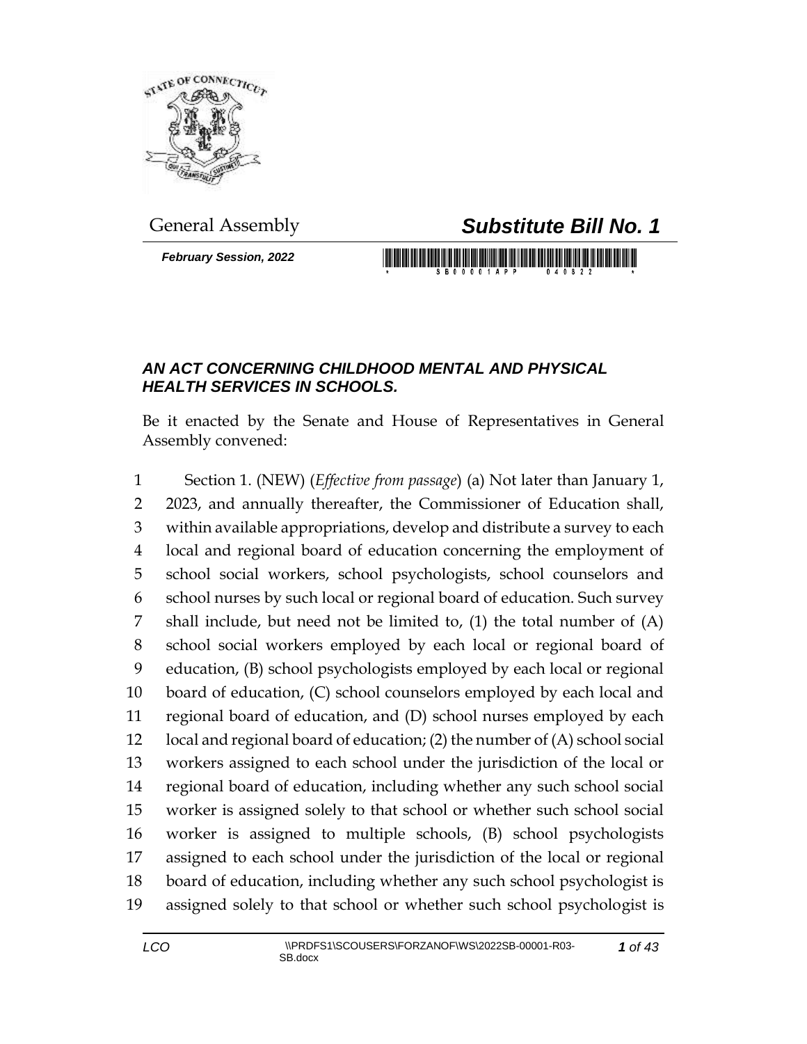General Assembly

# *Substitute Bill No. 1*

***February Session, 2022***

## *AN ACT CONCERNING CHILDHOOD MENTAL AND PHYSICAL HEALTH SERVICES IN SCHOOLS.*

Be it enacted by the Senate and House of Representatives in General Assembly convened:

Section 1. (NEW) (*Effective from passage*) (a) Not later than January 1, 2023, and annually thereafter, the Commissioner of Education shall, within available appropriations, develop and distribute a survey to each local and regional board of education concerning the employment of school social workers, school psychologists, school counselors and school nurses by such local or regional board of education. Such survey shall include, but need not be limited to, (1) the total number of (A) school social workers employed by each local or regional board of education, (B) school psychologists employed by each local or regional board of education, (C) school counselors employed by each local and regional board of education, and (D) school nurses employed by each local and regional board of education; (2) the number of (A) school social workers assigned to each school under the jurisdiction of the local or regional board of education, including whether any such school social worker is assigned solely to that school or whether such school social worker is assigned to multiple schools, (B) school psychologists assigned to each school under the jurisdiction of the local or regional board of education, including whether any such school psychologist is assigned solely to that school or whether such school psychologist is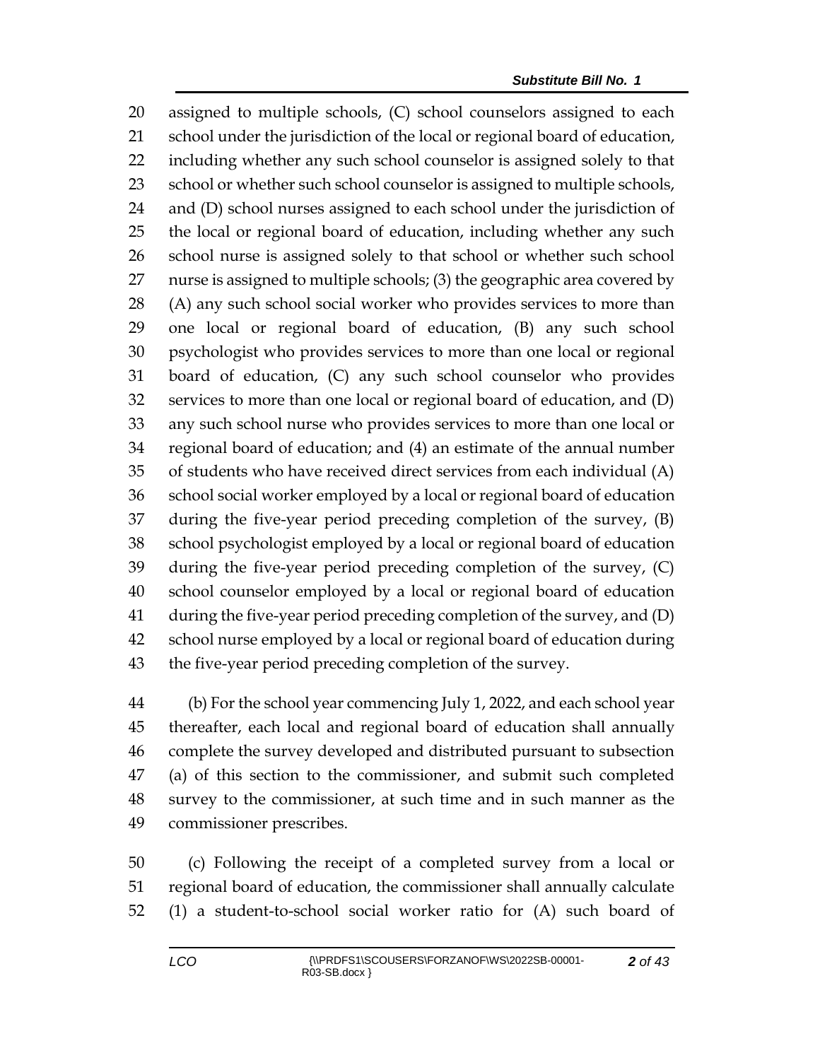assigned to multiple schools, (C) school counselors assigned to each school under the jurisdiction of the local or regional board of education, including whether any such school counselor is assigned solely to that school or whether such school counselor is assigned to multiple schools, and (D) school nurses assigned to each school under the jurisdiction of the local or regional board of education, including whether any such school nurse is assigned solely to that school or whether such school nurse is assigned to multiple schools; (3) the geographic area covered by (A) any such school social worker who provides services to more than one local or regional board of education, (B) any such school psychologist who provides services to more than one local or regional board of education, (C) any such school counselor who provides services to more than one local or regional board of education, and (D) any such school nurse who provides services to more than one local or regional board of education; and (4) an estimate of the annual number of students who have received direct services from each individual (A) school social worker employed by a local or regional board of education during the five-year period preceding completion of the survey, (B) school psychologist employed by a local or regional board of education during the five-year period preceding completion of the survey, (C) school counselor employed by a local or regional board of education during the five-year period preceding completion of the survey, and (D) school nurse employed by a local or regional board of education during the five-year period preceding completion of the survey.

(b) For the school year commencing July 1, 2022, and each school year thereafter, each local and regional board of education shall annually complete the survey developed and distributed pursuant to subsection (a) of this section to the commissioner, and submit such completed survey to the commissioner, at such time and in such manner as the commissioner prescribes.

(c) Following the receipt of a completed survey from a local or regional board of education, the commissioner shall annually calculate (1) a student-to-school social worker ratio for (A) such board of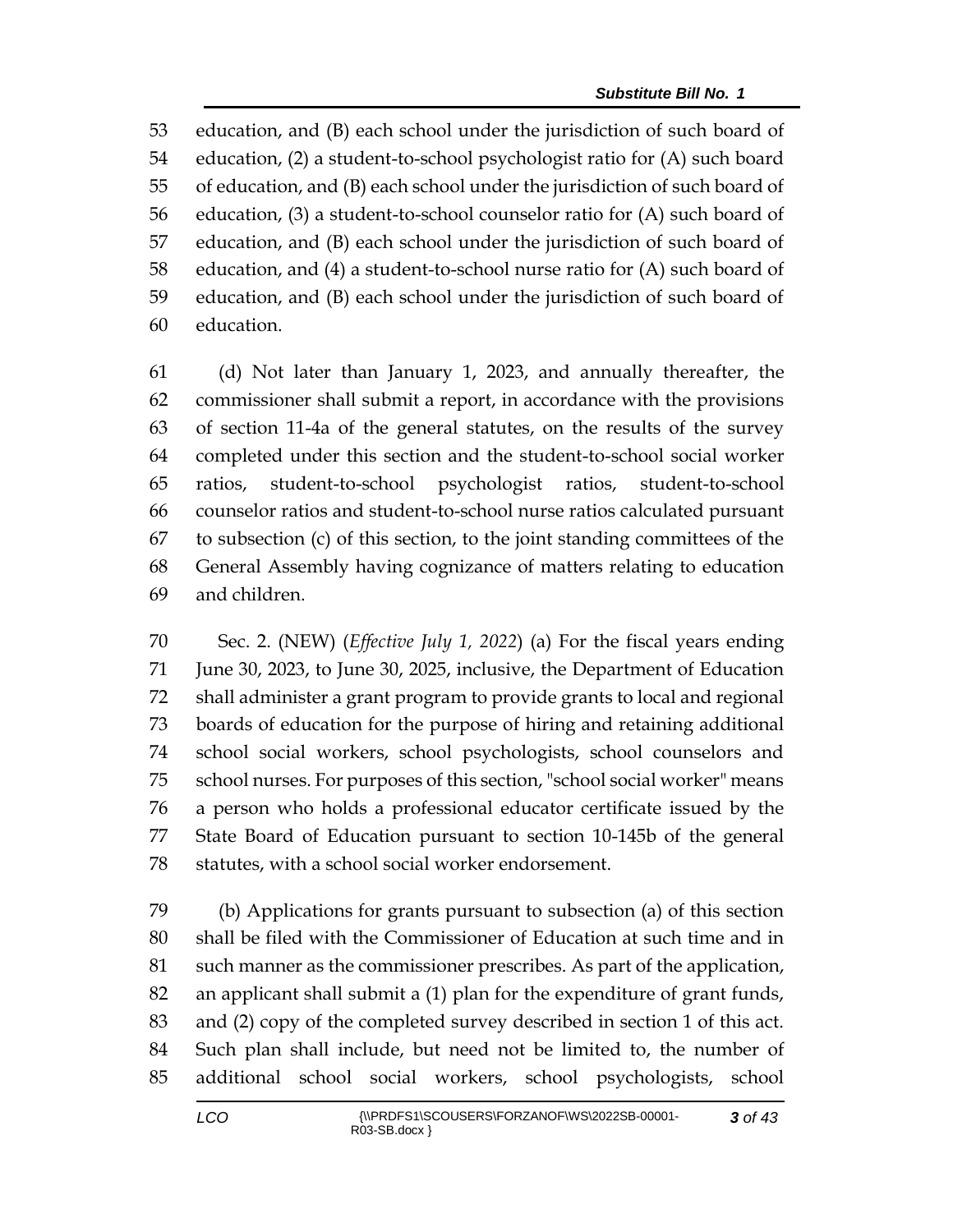education, and (B) each school under the jurisdiction of such board of education, (2) a student-to-school psychologist ratio for (A) such board of education, and (B) each school under the jurisdiction of such board of education, (3) a student-to-school counselor ratio for (A) such board of education, and (B) each school under the jurisdiction of such board of education, and (4) a student-to-school nurse ratio for (A) such board of education, and (B) each school under the jurisdiction of such board of education.

(d) Not later than January 1, 2023, and annually thereafter, the commissioner shall submit a report, in accordance with the provisions of section 11-4a of the general statutes, on the results of the survey completed under this section and the student-to-school social worker ratios, student-to-school psychologist ratios, student-to-school counselor ratios and student-to-school nurse ratios calculated pursuant to subsection (c) of this section, to the joint standing committees of the General Assembly having cognizance of matters relating to education and children.

Sec. 2. (NEW) (*Effective July 1, 2022*) (a) For the fiscal years ending June 30, 2023, to June 30, 2025, inclusive, the Department of Education shall administer a grant program to provide grants to local and regional boards of education for the purpose of hiring and retaining additional school social workers, school psychologists, school counselors and school nurses. For purposes of this section, "school social worker" means a person who holds a professional educator certificate issued by the State Board of Education pursuant to section 10-145b of the general statutes, with a school social worker endorsement.

(b) Applications for grants pursuant to subsection (a) of this section shall be filed with the Commissioner of Education at such time and in such manner as the commissioner prescribes. As part of the application, an applicant shall submit a (1) plan for the expenditure of grant funds, and (2) copy of the completed survey described in section 1 of this act. Such plan shall include, but need not be limited to, the number of additional school social workers, school psychologists, school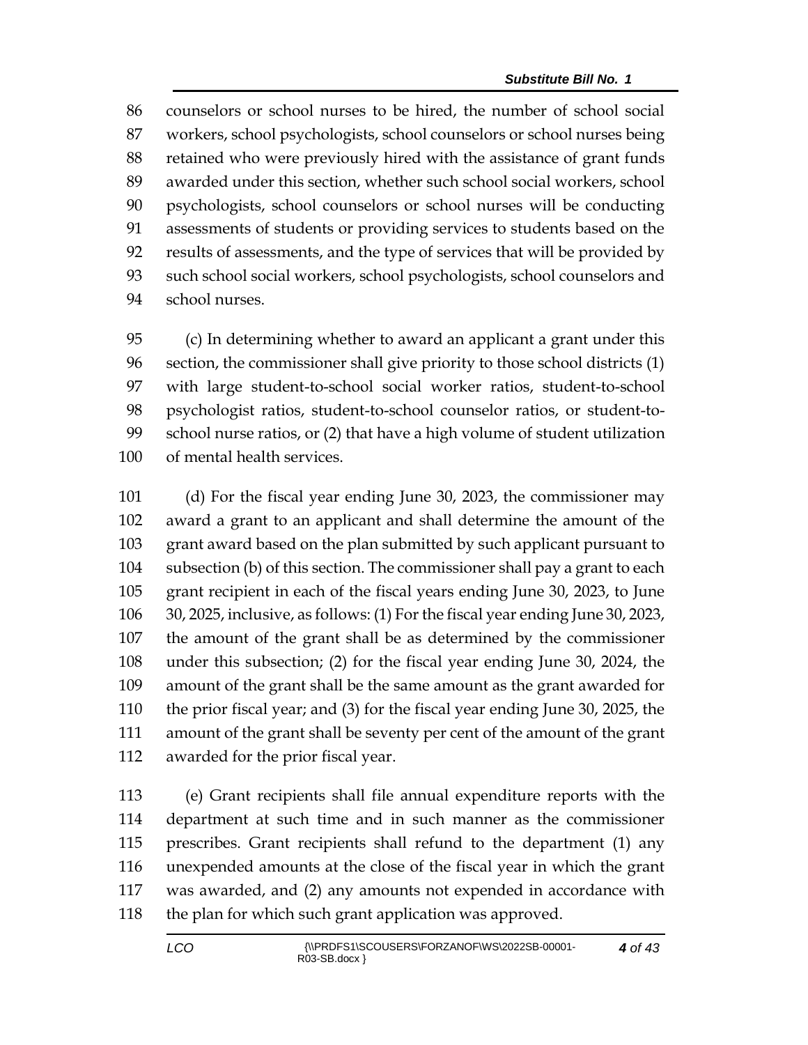counselors or school nurses to be hired, the number of school social workers, school psychologists, school counselors or school nurses being retained who were previously hired with the assistance of grant funds awarded under this section, whether such school social workers, school psychologists, school counselors or school nurses will be conducting assessments of students or providing services to students based on the results of assessments, and the type of services that will be provided by such school social workers, school psychologists, school counselors and school nurses.

(c) In determining whether to award an applicant a grant under this section, the commissioner shall give priority to those school districts (1) with large student-to-school social worker ratios, student-to-school psychologist ratios, student-to-school counselor ratios, or student-to-school nurse ratios, or (2) that have a high volume of student utilization of mental health services.

(d) For the fiscal year ending June 30, 2023, the commissioner may award a grant to an applicant and shall determine the amount of the grant award based on the plan submitted by such applicant pursuant to subsection (b) of this section. The commissioner shall pay a grant to each grant recipient in each of the fiscal years ending June 30, 2023, to June 30, 2025, inclusive, as follows: (1) For the fiscal year ending June 30, 2023, the amount of the grant shall be as determined by the commissioner under this subsection; (2) for the fiscal year ending June 30, 2024, the amount of the grant shall be the same amount as the grant awarded for the prior fiscal year; and (3) for the fiscal year ending June 30, 2025, the amount of the grant shall be seventy per cent of the amount of the grant awarded for the prior fiscal year.

(e) Grant recipients shall file annual expenditure reports with the department at such time and in such manner as the commissioner prescribes. Grant recipients shall refund to the department (1) any unexpended amounts at the close of the fiscal year in which the grant was awarded, and (2) any amounts not expended in accordance with the plan for which such grant application was approved.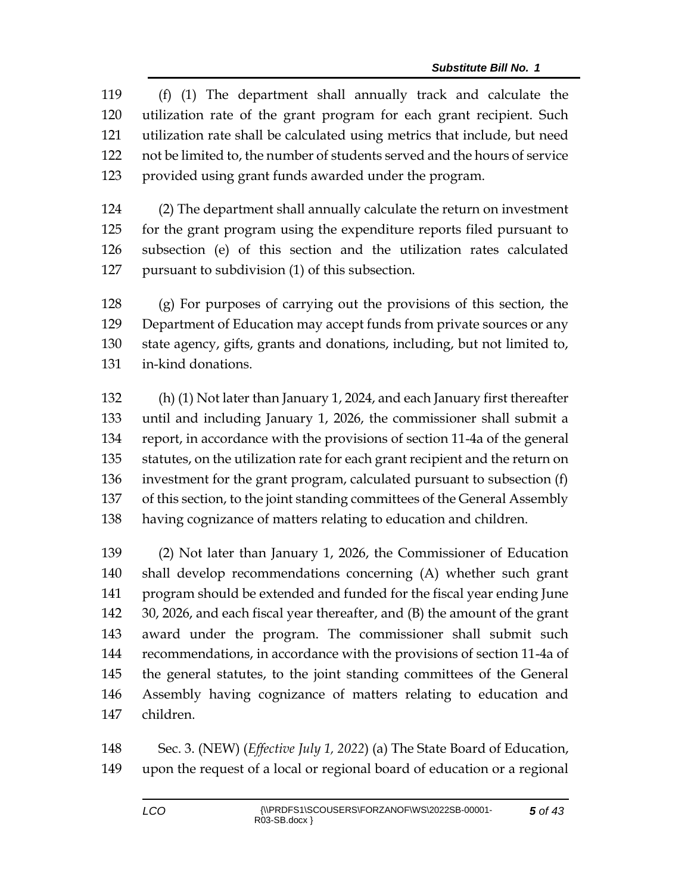(f) (1) The department shall annually track and calculate the utilization rate of the grant program for each grant recipient. Such utilization rate shall be calculated using metrics that include, but need not be limited to, the number of students served and the hours of service provided using grant funds awarded under the program.

(2) The department shall annually calculate the return on investment for the grant program using the expenditure reports filed pursuant to subsection (e) of this section and the utilization rates calculated pursuant to subdivision (1) of this subsection.

(g) For purposes of carrying out the provisions of this section, the Department of Education may accept funds from private sources or any state agency, gifts, grants and donations, including, but not limited to, in-kind donations.

(h) (1) Not later than January 1, 2024, and each January first thereafter until and including January 1, 2026, the commissioner shall submit a report, in accordance with the provisions of section 11-4a of the general statutes, on the utilization rate for each grant recipient and the return on investment for the grant program, calculated pursuant to subsection (f) of this section, to the joint standing committees of the General Assembly having cognizance of matters relating to education and children.

(2) Not later than January 1, 2026, the Commissioner of Education shall develop recommendations concerning (A) whether such grant program should be extended and funded for the fiscal year ending June 30, 2026, and each fiscal year thereafter, and (B) the amount of the grant award under the program. The commissioner shall submit such recommendations, in accordance with the provisions of section 11-4a of the general statutes, to the joint standing committees of the General Assembly having cognizance of matters relating to education and children.

Sec. 3. (NEW) (*Effective July 1, 2022*) (a) The State Board of Education, upon the request of a local or regional board of education or a regional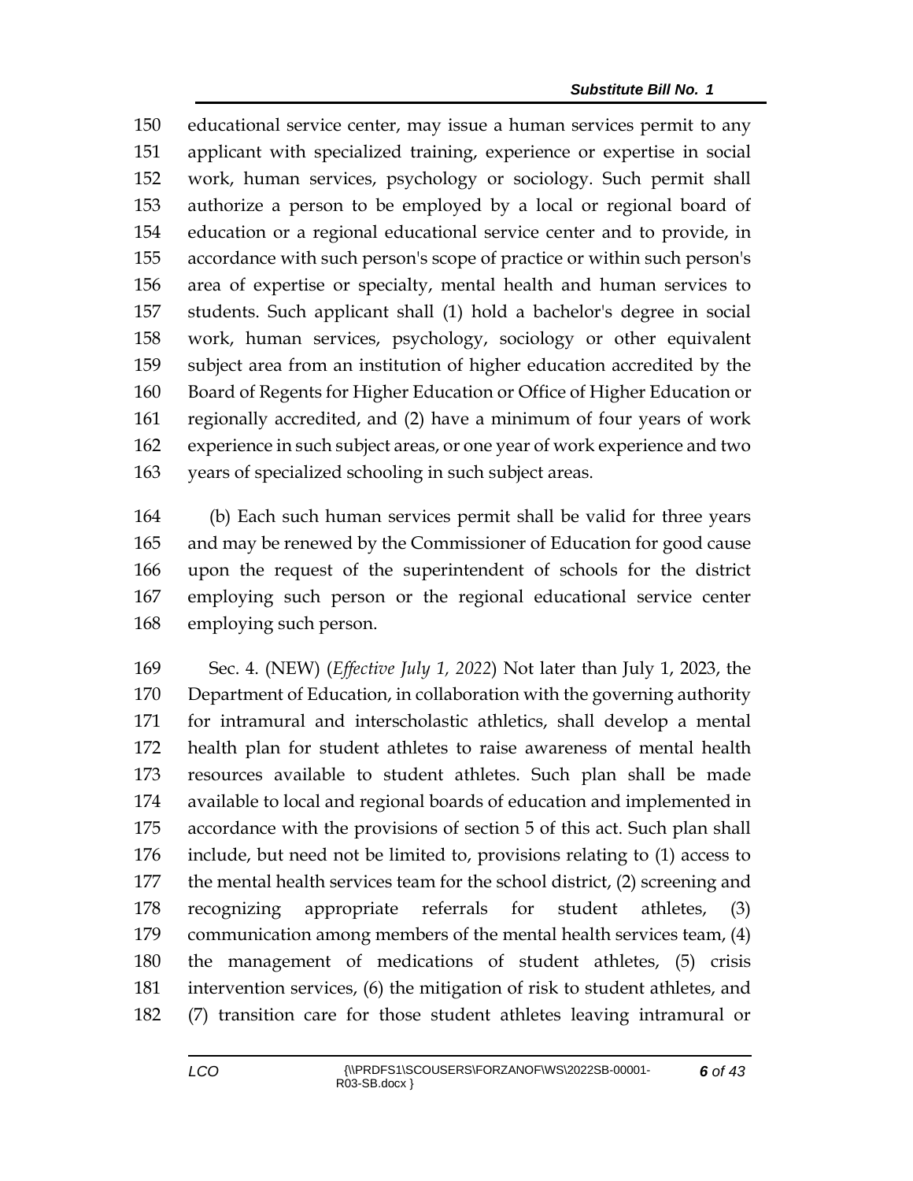educational service center, may issue a human services permit to any applicant with specialized training, experience or expertise in social work, human services, psychology or sociology. Such permit shall authorize a person to be employed by a local or regional board of education or a regional educational service center and to provide, in accordance with such person's scope of practice or within such person's area of expertise or specialty, mental health and human services to students. Such applicant shall (1) hold a bachelor's degree in social work, human services, psychology, sociology or other equivalent subject area from an institution of higher education accredited by the Board of Regents for Higher Education or Office of Higher Education or regionally accredited, and (2) have a minimum of four years of work experience in such subject areas, or one year of work experience and two years of specialized schooling in such subject areas.

(b) Each such human services permit shall be valid for three years and may be renewed by the Commissioner of Education for good cause upon the request of the superintendent of schools for the district employing such person or the regional educational service center employing such person.

Sec. 4. (NEW) (*Effective July 1, 2022*) Not later than July 1, 2023, the Department of Education, in collaboration with the governing authority for intramural and interscholastic athletics, shall develop a mental health plan for student athletes to raise awareness of mental health resources available to student athletes. Such plan shall be made available to local and regional boards of education and implemented in accordance with the provisions of section 5 of this act. Such plan shall include, but need not be limited to, provisions relating to (1) access to the mental health services team for the school district, (2) screening and recognizing appropriate referrals for student athletes, (3) communication among members of the mental health services team, (4) the management of medications of student athletes, (5) crisis intervention services, (6) the mitigation of risk to student athletes, and (7) transition care for those student athletes leaving intramural or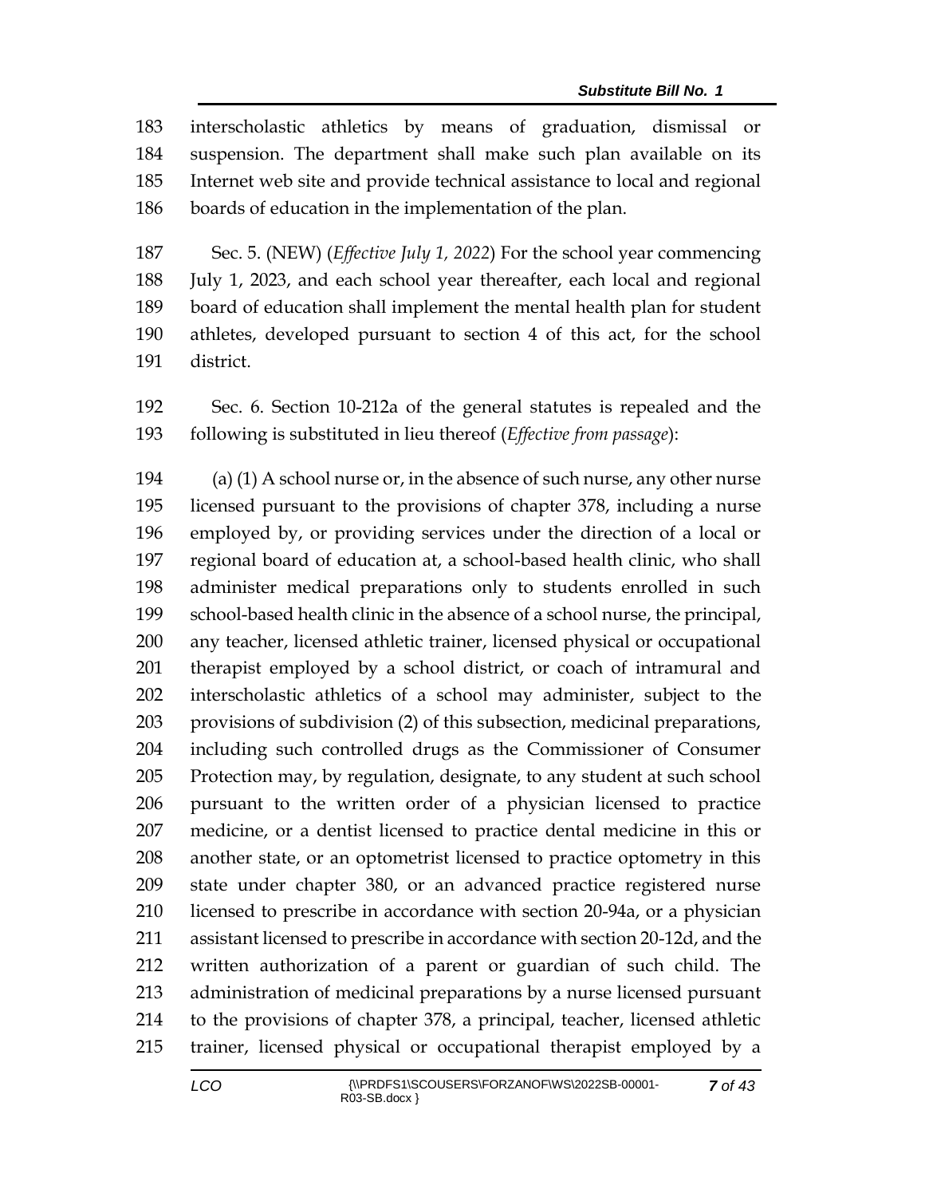183 interscholastic athletics by means of graduation, dismissal or
184 suspension. The department shall make such plan available on its
185 Internet web site and provide technical assistance to local and regional
186 boards of education in the implementation of the plan.

187 Sec. 5. (NEW) (*Effective July 1, 2022*) For the school year commencing
188 July 1, 2023, and each school year thereafter, each local and regional
189 board of education shall implement the mental health plan for student
190 athletes, developed pursuant to section 4 of this act, for the school
191 district.

192 Sec. 6. Section 10-212a of the general statutes is repealed and the
193 following is substituted in lieu thereof (*Effective from passage*):

194 (a) (1) A school nurse or, in the absence of such nurse, any other nurse
195 licensed pursuant to the provisions of chapter 378, including a nurse
196 employed by, or providing services under the direction of a local or
197 regional board of education at, a school-based health clinic, who shall
198 administer medical preparations only to students enrolled in such
199 school-based health clinic in the absence of a school nurse, the principal,
200 any teacher, licensed athletic trainer, licensed physical or occupational
201 therapist employed by a school district, or coach of intramural and
202 interscholastic athletics of a school may administer, subject to the
203 provisions of subdivision (2) of this subsection, medicinal preparations,
204 including such controlled drugs as the Commissioner of Consumer
205 Protection may, by regulation, designate, to any student at such school
206 pursuant to the written order of a physician licensed to practice
207 medicine, or a dentist licensed to practice dental medicine in this or
208 another state, or an optometrist licensed to practice optometry in this
209 state under chapter 380, or an advanced practice registered nurse
210 licensed to prescribe in accordance with section 20-94a, or a physician
211 assistant licensed to prescribe in accordance with section 20-12d, and the
212 written authorization of a parent or guardian of such child. The
213 administration of medicinal preparations by a nurse licensed pursuant
214 to the provisions of chapter 378, a principal, teacher, licensed athletic
215 trainer, licensed physical or occupational therapist employed by a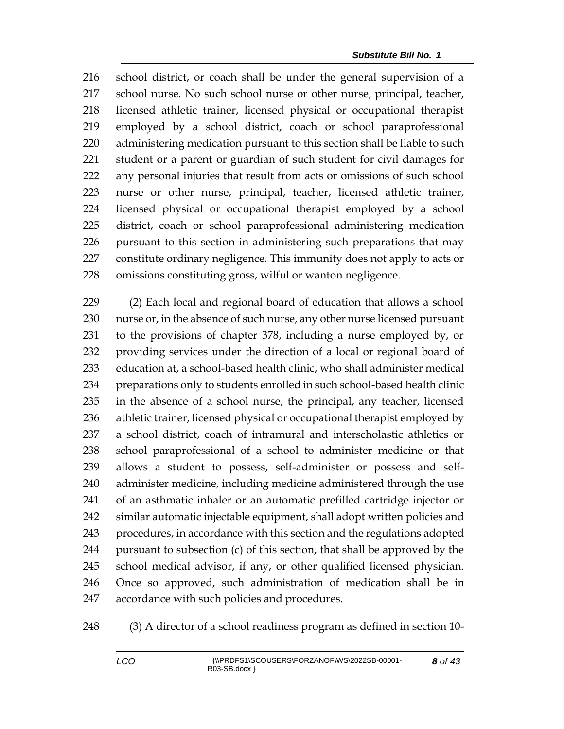school district, or coach shall be under the general supervision of a school nurse. No such school nurse or other nurse, principal, teacher, licensed athletic trainer, licensed physical or occupational therapist employed by a school district, coach or school paraprofessional administering medication pursuant to this section shall be liable to such student or a parent or guardian of such student for civil damages for any personal injuries that result from acts or omissions of such school nurse or other nurse, principal, teacher, licensed athletic trainer, licensed physical or occupational therapist employed by a school district, coach or school paraprofessional administering medication pursuant to this section in administering such preparations that may constitute ordinary negligence. This immunity does not apply to acts or omissions constituting gross, wilful or wanton negligence.

(2) Each local and regional board of education that allows a school nurse or, in the absence of such nurse, any other nurse licensed pursuant to the provisions of chapter 378, including a nurse employed by, or providing services under the direction of a local or regional board of education at, a school-based health clinic, who shall administer medical preparations only to students enrolled in such school-based health clinic in the absence of a school nurse, the principal, any teacher, licensed athletic trainer, licensed physical or occupational therapist employed by a school district, coach of intramural and interscholastic athletics or school paraprofessional of a school to administer medicine or that allows a student to possess, self-administer or possess and self-administer medicine, including medicine administered through the use of an asthmatic inhaler or an automatic prefilled cartridge injector or similar automatic injectable equipment, shall adopt written policies and procedures, in accordance with this section and the regulations adopted pursuant to subsection (c) of this section, that shall be approved by the school medical advisor, if any, or other qualified licensed physician. Once so approved, such administration of medication shall be in accordance with such policies and procedures.

(3) A director of a school readiness program as defined in section 10-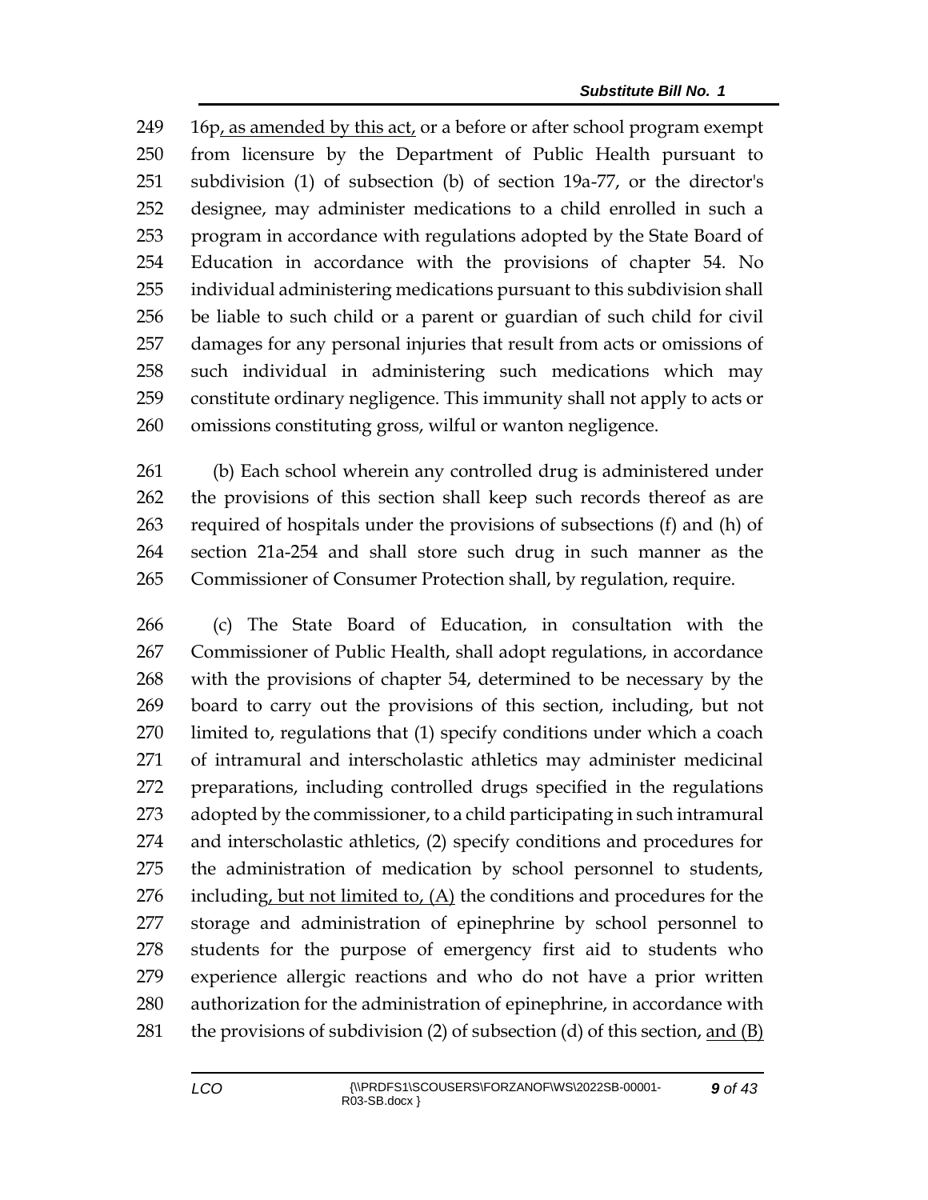16p, as amended by this act, or a before or after school program exempt from licensure by the Department of Public Health pursuant to subdivision (1) of subsection (b) of section 19a-77, or the director's designee, may administer medications to a child enrolled in such a program in accordance with regulations adopted by the State Board of Education in accordance with the provisions of chapter 54. No individual administering medications pursuant to this subdivision shall be liable to such child or a parent or guardian of such child for civil damages for any personal injuries that result from acts or omissions of such individual in administering such medications which may constitute ordinary negligence. This immunity shall not apply to acts or omissions constituting gross, wilful or wanton negligence.

(b) Each school wherein any controlled drug is administered under the provisions of this section shall keep such records thereof as are required of hospitals under the provisions of subsections (f) and (h) of section 21a-254 and shall store such drug in such manner as the Commissioner of Consumer Protection shall, by regulation, require.

(c) The State Board of Education, in consultation with the Commissioner of Public Health, shall adopt regulations, in accordance with the provisions of chapter 54, determined to be necessary by the board to carry out the provisions of this section, including, but not limited to, regulations that (1) specify conditions under which a coach of intramural and interscholastic athletics may administer medicinal preparations, including controlled drugs specified in the regulations adopted by the commissioner, to a child participating in such intramural and interscholastic athletics, (2) specify conditions and procedures for the administration of medication by school personnel to students, including, but not limited to, (A) the conditions and procedures for the storage and administration of epinephrine by school personnel to students for the purpose of emergency first aid to students who experience allergic reactions and who do not have a prior written authorization for the administration of epinephrine, in accordance with the provisions of subdivision (2) of subsection (d) of this section, and (B)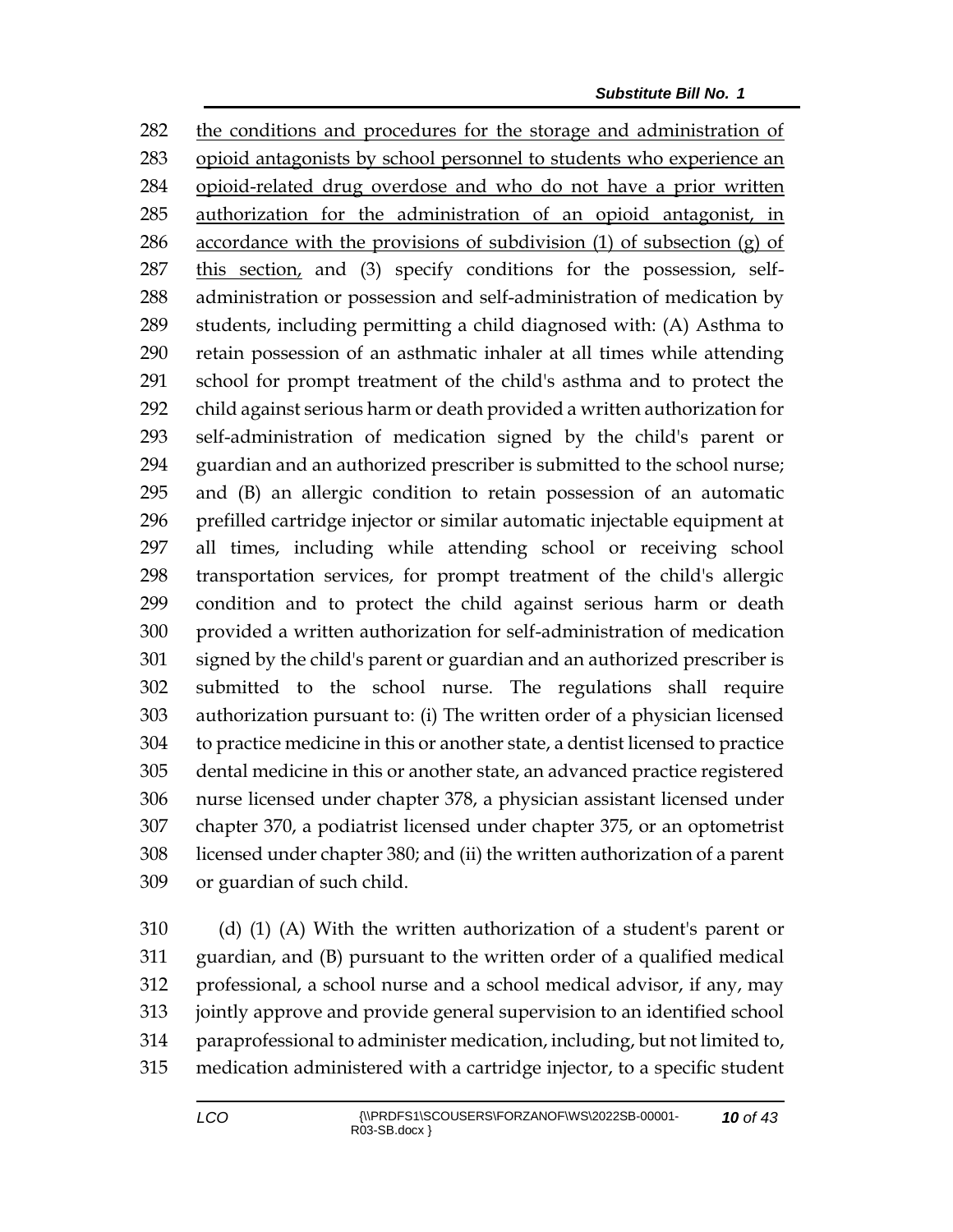the conditions and procedures for the storage and administration of opioid antagonists by school personnel to students who experience an opioid-related drug overdose and who do not have a prior written authorization for the administration of an opioid antagonist, in accordance with the provisions of subdivision (1) of subsection (g) of this section, and (3) specify conditions for the possession, self-administration or possession and self-administration of medication by students, including permitting a child diagnosed with: (A) Asthma to retain possession of an asthmatic inhaler at all times while attending school for prompt treatment of the child's asthma and to protect the child against serious harm or death provided a written authorization for self-administration of medication signed by the child's parent or guardian and an authorized prescriber is submitted to the school nurse; and (B) an allergic condition to retain possession of an automatic prefilled cartridge injector or similar automatic injectable equipment at all times, including while attending school or receiving school transportation services, for prompt treatment of the child's allergic condition and to protect the child against serious harm or death provided a written authorization for self-administration of medication signed by the child's parent or guardian and an authorized prescriber is submitted to the school nurse. The regulations shall require authorization pursuant to: (i) The written order of a physician licensed to practice medicine in this or another state, a dentist licensed to practice dental medicine in this or another state, an advanced practice registered nurse licensed under chapter 378, a physician assistant licensed under chapter 370, a podiatrist licensed under chapter 375, or an optometrist licensed under chapter 380; and (ii) the written authorization of a parent or guardian of such child.

(d) (1) (A) With the written authorization of a student's parent or guardian, and (B) pursuant to the written order of a qualified medical professional, a school nurse and a school medical advisor, if any, may jointly approve and provide general supervision to an identified school paraprofessional to administer medication, including, but not limited to, medication administered with a cartridge injector, to a specific student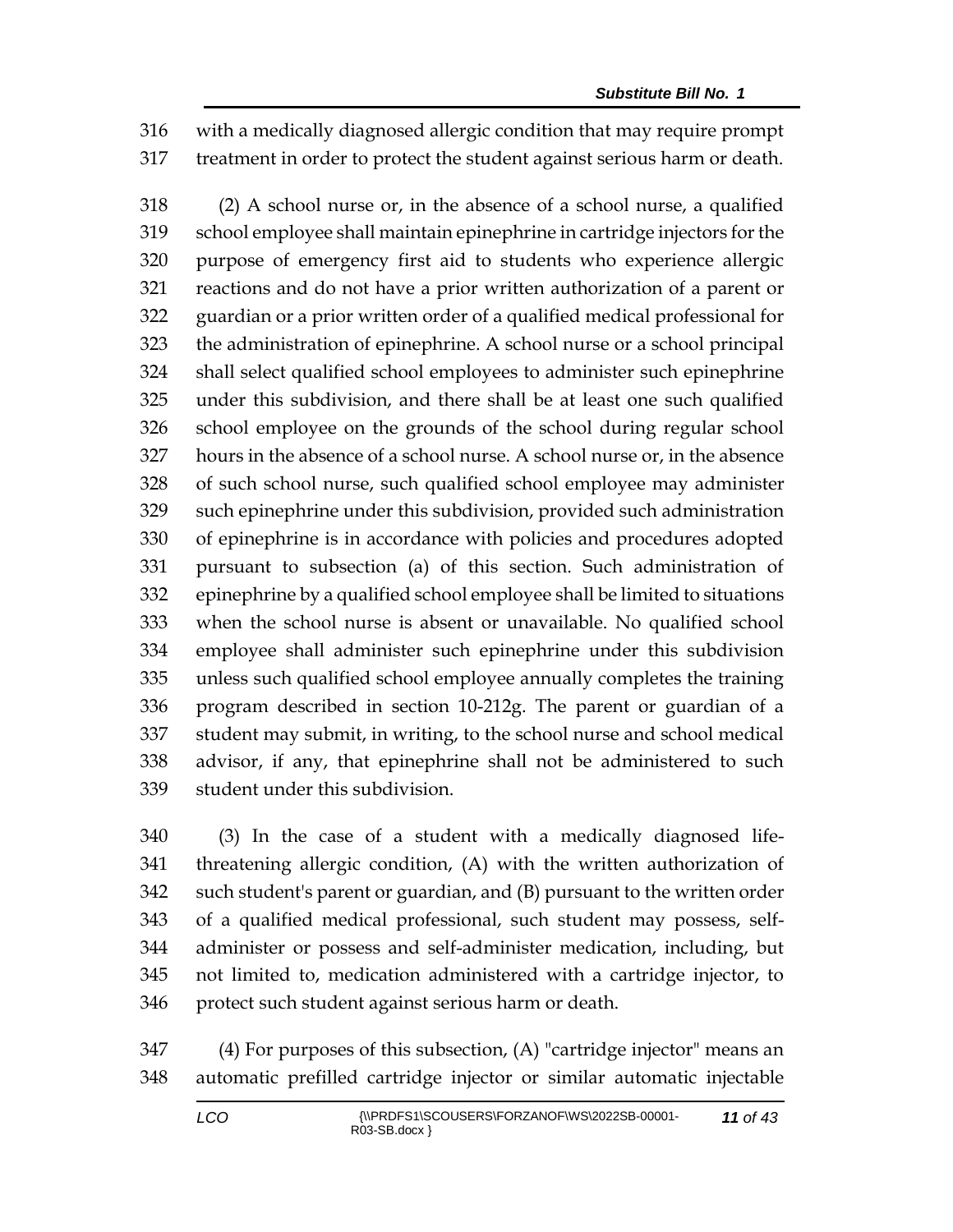with a medically diagnosed allergic condition that may require prompt treatment in order to protect the student against serious harm or death.

(2) A school nurse or, in the absence of a school nurse, a qualified school employee shall maintain epinephrine in cartridge injectors for the purpose of emergency first aid to students who experience allergic reactions and do not have a prior written authorization of a parent or guardian or a prior written order of a qualified medical professional for the administration of epinephrine. A school nurse or a school principal shall select qualified school employees to administer such epinephrine under this subdivision, and there shall be at least one such qualified school employee on the grounds of the school during regular school hours in the absence of a school nurse. A school nurse or, in the absence of such school nurse, such qualified school employee may administer such epinephrine under this subdivision, provided such administration of epinephrine is in accordance with policies and procedures adopted pursuant to subsection (a) of this section. Such administration of epinephrine by a qualified school employee shall be limited to situations when the school nurse is absent or unavailable. No qualified school employee shall administer such epinephrine under this subdivision unless such qualified school employee annually completes the training program described in section 10-212g. The parent or guardian of a student may submit, in writing, to the school nurse and school medical advisor, if any, that epinephrine shall not be administered to such student under this subdivision.

(3) In the case of a student with a medically diagnosed life-threatening allergic condition, (A) with the written authorization of such student's parent or guardian, and (B) pursuant to the written order of a qualified medical professional, such student may possess, self-administer or possess and self-administer medication, including, but not limited to, medication administered with a cartridge injector, to protect such student against serious harm or death.

(4) For purposes of this subsection, (A) "cartridge injector" means an automatic prefilled cartridge injector or similar automatic injectable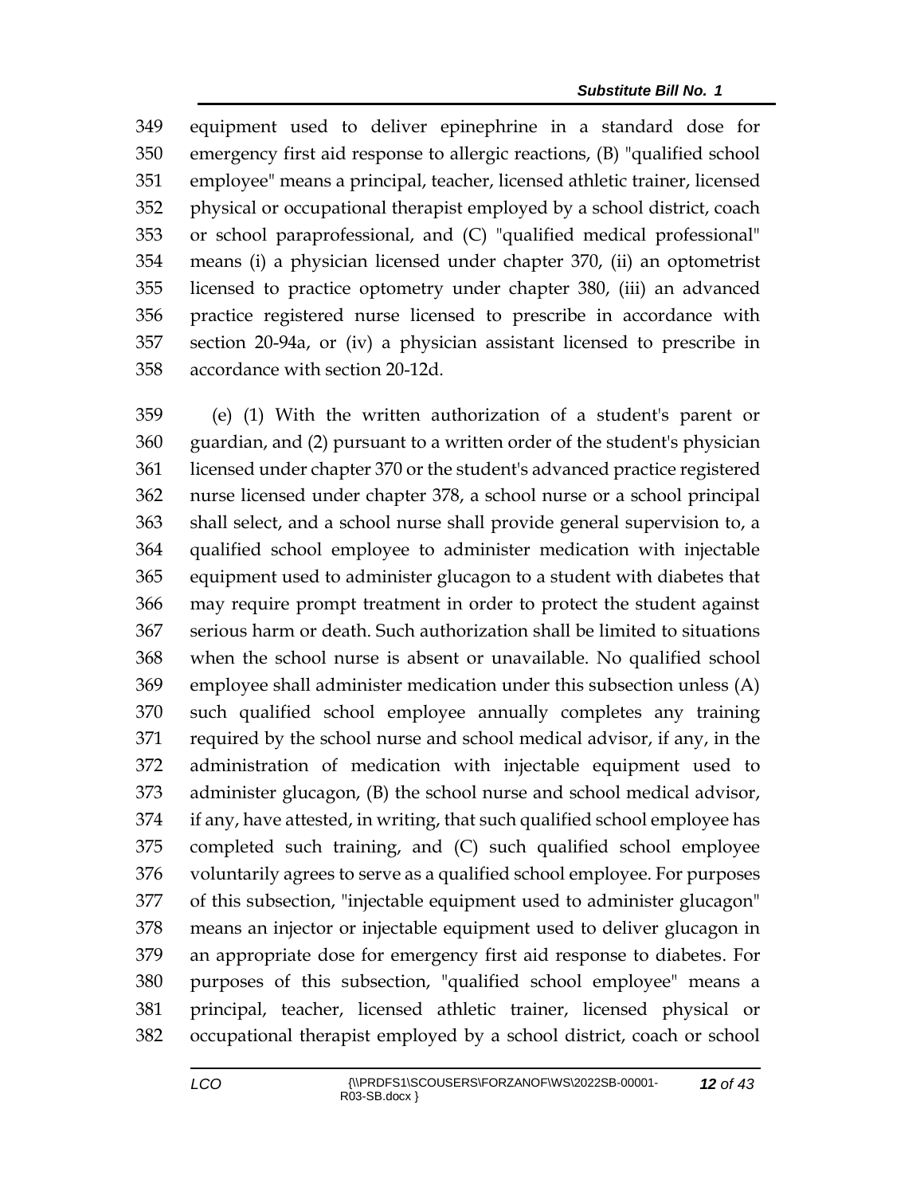equipment used to deliver epinephrine in a standard dose for emergency first aid response to allergic reactions, (B) "qualified school employee" means a principal, teacher, licensed athletic trainer, licensed physical or occupational therapist employed by a school district, coach or school paraprofessional, and (C) "qualified medical professional" means (i) a physician licensed under chapter 370, (ii) an optometrist licensed to practice optometry under chapter 380, (iii) an advanced practice registered nurse licensed to prescribe in accordance with section 20-94a, or (iv) a physician assistant licensed to prescribe in accordance with section 20-12d.

(e) (1) With the written authorization of a student's parent or guardian, and (2) pursuant to a written order of the student's physician licensed under chapter 370 or the student's advanced practice registered nurse licensed under chapter 378, a school nurse or a school principal shall select, and a school nurse shall provide general supervision to, a qualified school employee to administer medication with injectable equipment used to administer glucagon to a student with diabetes that may require prompt treatment in order to protect the student against serious harm or death. Such authorization shall be limited to situations when the school nurse is absent or unavailable. No qualified school employee shall administer medication under this subsection unless (A) such qualified school employee annually completes any training required by the school nurse and school medical advisor, if any, in the administration of medication with injectable equipment used to administer glucagon, (B) the school nurse and school medical advisor, if any, have attested, in writing, that such qualified school employee has completed such training, and (C) such qualified school employee voluntarily agrees to serve as a qualified school employee. For purposes of this subsection, "injectable equipment used to administer glucagon" means an injector or injectable equipment used to deliver glucagon in an appropriate dose for emergency first aid response to diabetes. For purposes of this subsection, "qualified school employee" means a principal, teacher, licensed athletic trainer, licensed physical or occupational therapist employed by a school district, coach or school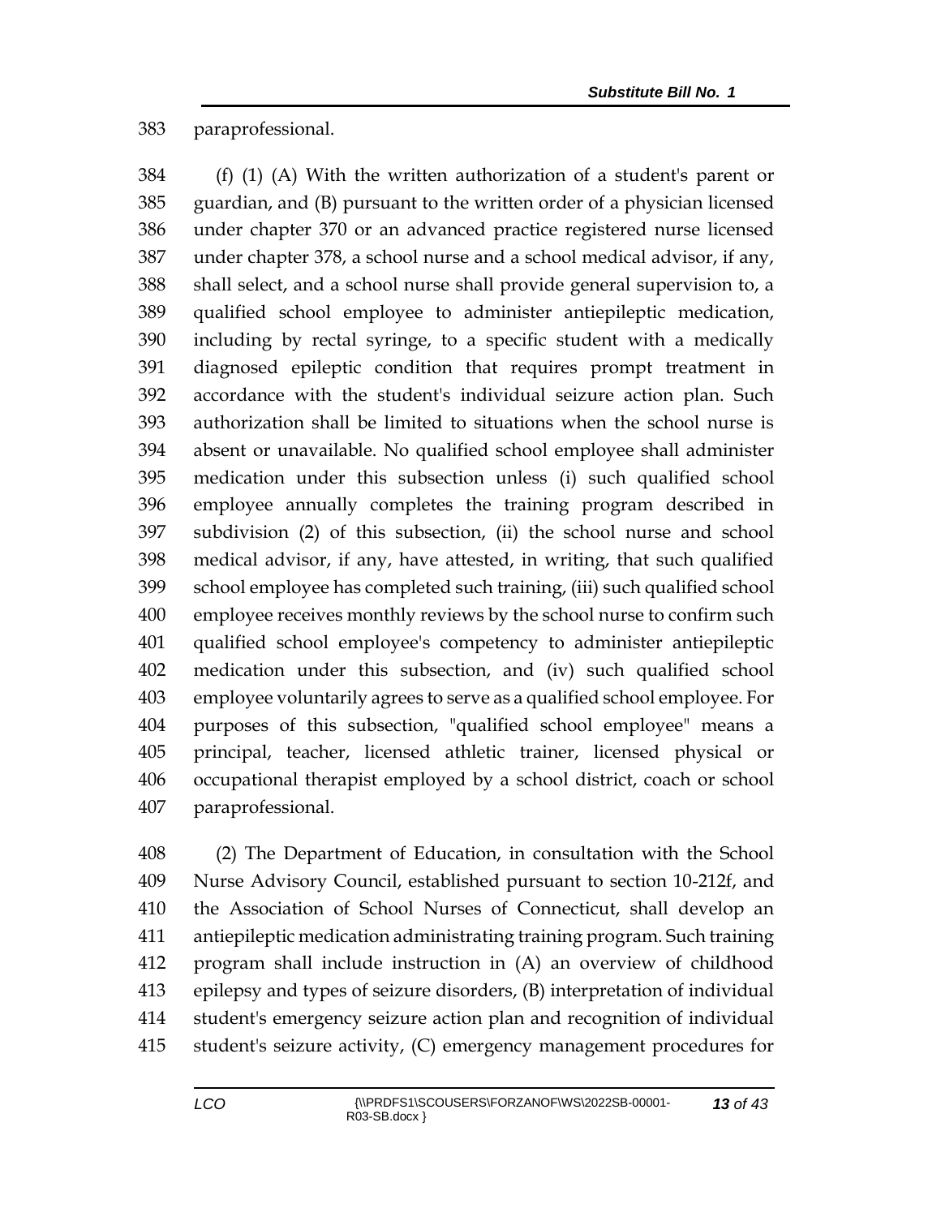paraprofessional.

(f) (1) (A) With the written authorization of a student's parent or guardian, and (B) pursuant to the written order of a physician licensed under chapter 370 or an advanced practice registered nurse licensed under chapter 378, a school nurse and a school medical advisor, if any, shall select, and a school nurse shall provide general supervision to, a qualified school employee to administer antiepileptic medication, including by rectal syringe, to a specific student with a medically diagnosed epileptic condition that requires prompt treatment in accordance with the student's individual seizure action plan. Such authorization shall be limited to situations when the school nurse is absent or unavailable. No qualified school employee shall administer medication under this subsection unless (i) such qualified school employee annually completes the training program described in subdivision (2) of this subsection, (ii) the school nurse and school medical advisor, if any, have attested, in writing, that such qualified school employee has completed such training, (iii) such qualified school employee receives monthly reviews by the school nurse to confirm such qualified school employee's competency to administer antiepileptic medication under this subsection, and (iv) such qualified school employee voluntarily agrees to serve as a qualified school employee. For purposes of this subsection, "qualified school employee" means a principal, teacher, licensed athletic trainer, licensed physical or occupational therapist employed by a school district, coach or school paraprofessional.

(2) The Department of Education, in consultation with the School Nurse Advisory Council, established pursuant to section 10-212f, and the Association of School Nurses of Connecticut, shall develop an antiepileptic medication administrating training program. Such training program shall include instruction in (A) an overview of childhood epilepsy and types of seizure disorders, (B) interpretation of individual student's emergency seizure action plan and recognition of individual student's seizure activity, (C) emergency management procedures for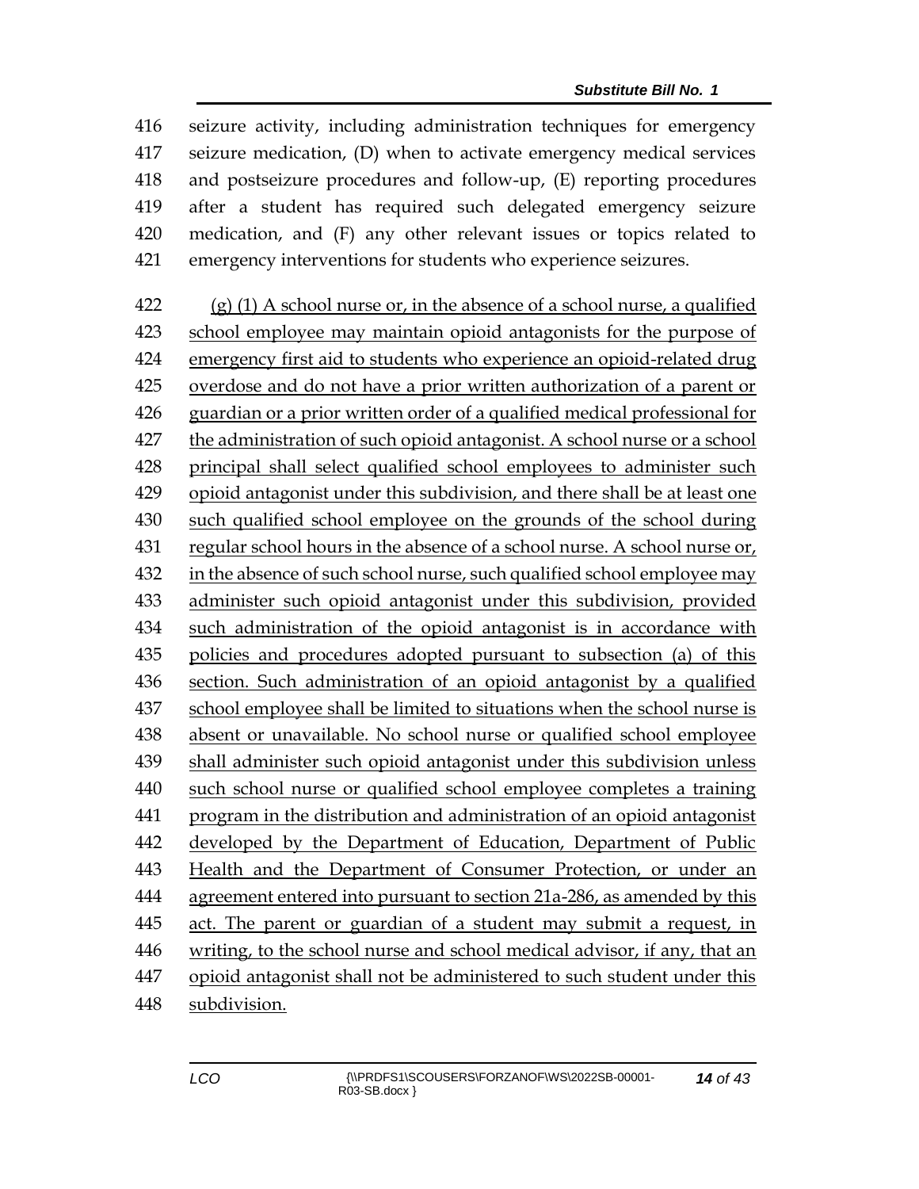seizure activity, including administration techniques for emergency seizure medication, (D) when to activate emergency medical services and postseizure procedures and follow-up, (E) reporting procedures after a student has required such delegated emergency seizure medication, and (F) any other relevant issues or topics related to emergency interventions for students who experience seizures.

(g) (1) A school nurse or, in the absence of a school nurse, a qualified school employee may maintain opioid antagonists for the purpose of emergency first aid to students who experience an opioid-related drug overdose and do not have a prior written authorization of a parent or guardian or a prior written order of a qualified medical professional for the administration of such opioid antagonist. A school nurse or a school principal shall select qualified school employees to administer such opioid antagonist under this subdivision, and there shall be at least one such qualified school employee on the grounds of the school during regular school hours in the absence of a school nurse. A school nurse or, in the absence of such school nurse, such qualified school employee may administer such opioid antagonist under this subdivision, provided such administration of the opioid antagonist is in accordance with policies and procedures adopted pursuant to subsection (a) of this section. Such administration of an opioid antagonist by a qualified school employee shall be limited to situations when the school nurse is absent or unavailable. No school nurse or qualified school employee shall administer such opioid antagonist under this subdivision unless such school nurse or qualified school employee completes a training program in the distribution and administration of an opioid antagonist developed by the Department of Education, Department of Public Health and the Department of Consumer Protection, or under an agreement entered into pursuant to section 21a-286, as amended by this act. The parent or guardian of a student may submit a request, in writing, to the school nurse and school medical advisor, if any, that an opioid antagonist shall not be administered to such student under this subdivision.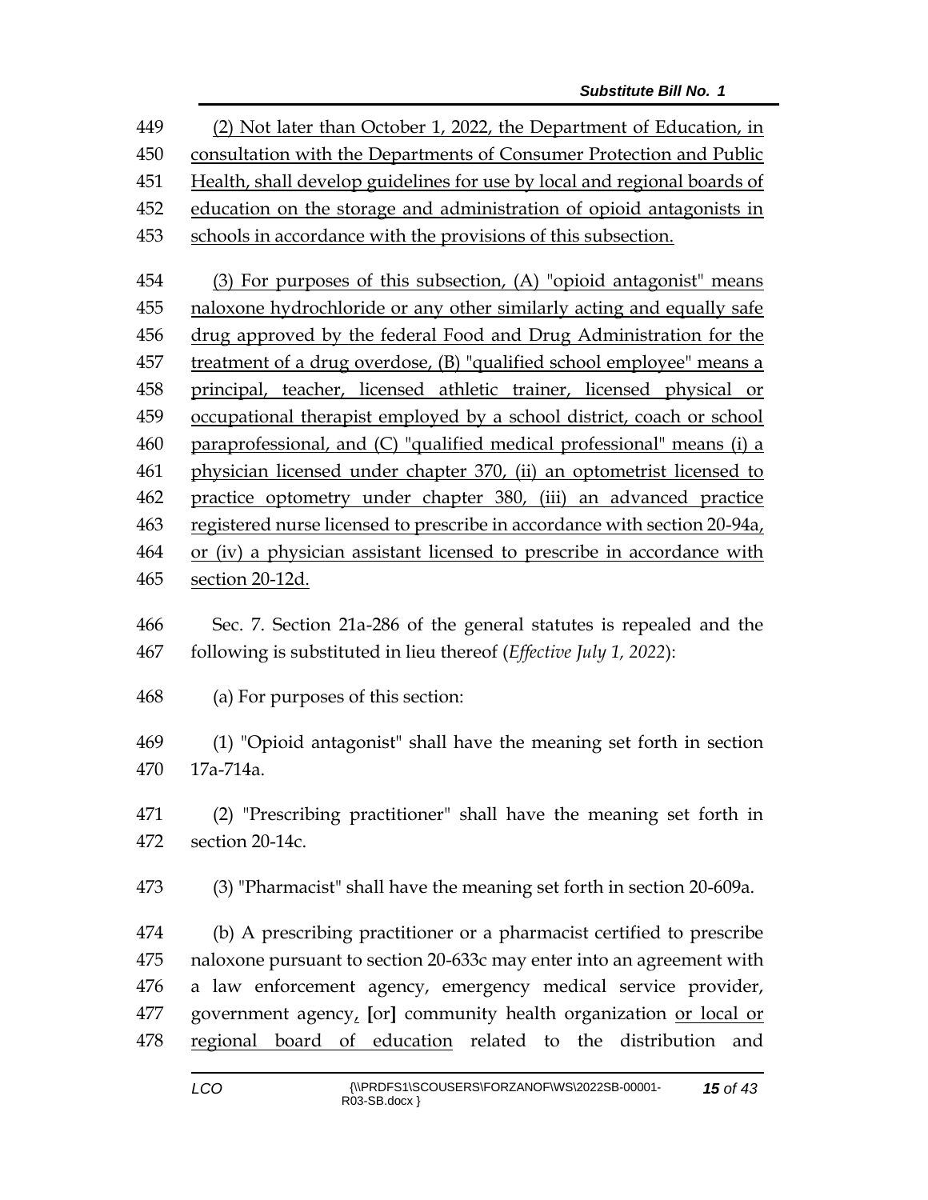449 (2) Not later than October 1, 2022, the Department of Education, in
450 consultation with the Departments of Consumer Protection and Public
451 Health, shall develop guidelines for use by local and regional boards of
452 education on the storage and administration of opioid antagonists in
453 schools in accordance with the provisions of this subsection.

454 (3) For purposes of this subsection, (A) "opioid antagonist" means
455 naloxone hydrochloride or any other similarly acting and equally safe
456 drug approved by the federal Food and Drug Administration for the
457 treatment of a drug overdose, (B) "qualified school employee" means a
458 principal, teacher, licensed athletic trainer, licensed physical or
459 occupational therapist employed by a school district, coach or school
460 paraprofessional, and (C) "qualified medical professional" means (i) a
461 physician licensed under chapter 370, (ii) an optometrist licensed to
462 practice optometry under chapter 380, (iii) an advanced practice
463 registered nurse licensed to prescribe in accordance with section 20-94a,
464 or (iv) a physician assistant licensed to prescribe in accordance with
465 section 20-12d.

466 Sec. 7. Section 21a-286 of the general statutes is repealed and the
467 following is substituted in lieu thereof (*Effective July 1, 2022*):

468 (a) For purposes of this section:

469 (1) "Opioid antagonist" shall have the meaning set forth in section
470 17a-714a.

471 (2) "Prescribing practitioner" shall have the meaning set forth in
472 section 20-14c.

473 (3) "Pharmacist" shall have the meaning set forth in section 20-609a.

474 (b) A prescribing practitioner or a pharmacist certified to prescribe
475 naloxone pursuant to section 20-633c may enter into an agreement with
476 a law enforcement agency, emergency medical service provider,
477 government agency, [or] community health organization or local or
478 regional board of education related to the distribution and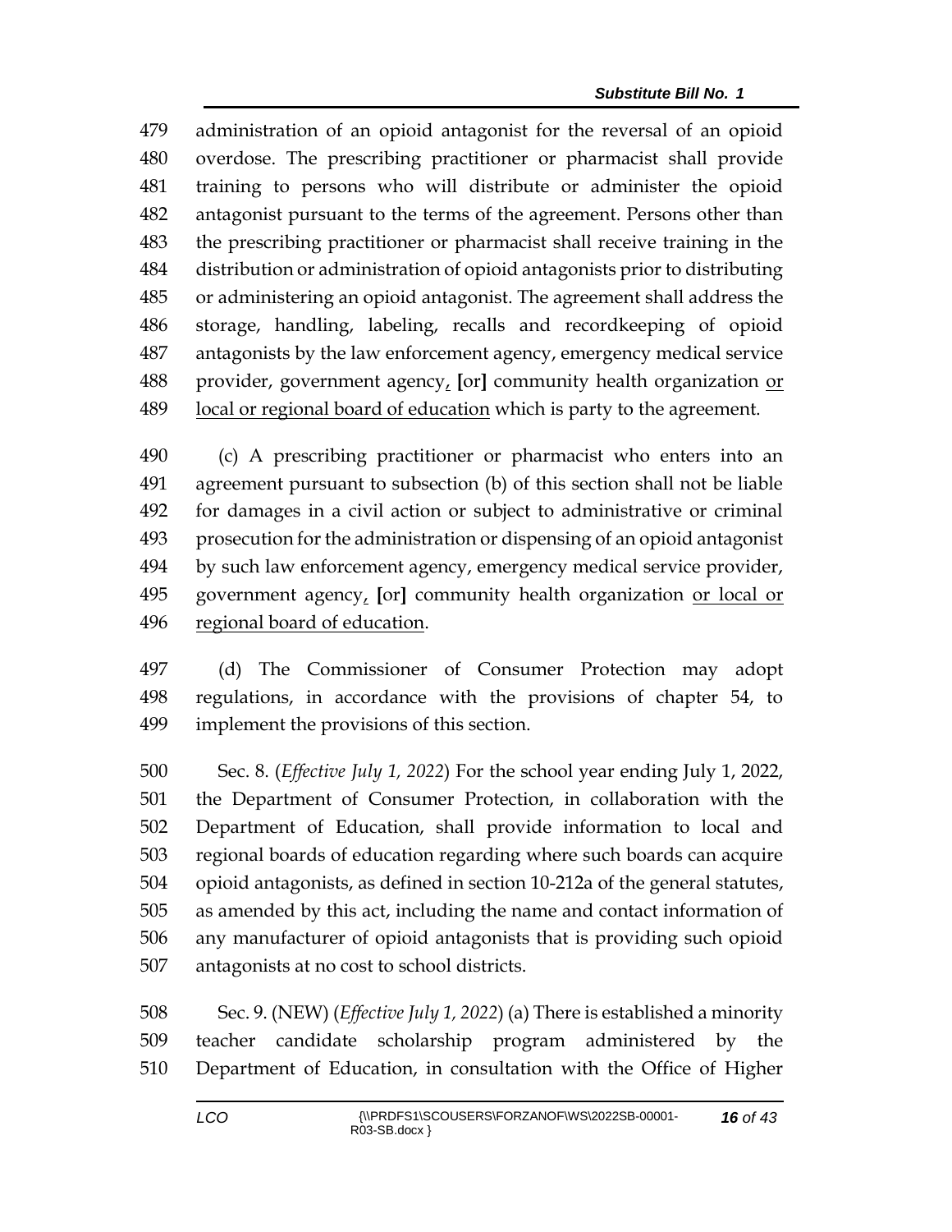administration of an opioid antagonist for the reversal of an opioid overdose. The prescribing practitioner or pharmacist shall provide training to persons who will distribute or administer the opioid antagonist pursuant to the terms of the agreement. Persons other than the prescribing practitioner or pharmacist shall receive training in the distribution or administration of opioid antagonists prior to distributing or administering an opioid antagonist. The agreement shall address the storage, handling, labeling, recalls and recordkeeping of opioid antagonists by the law enforcement agency, emergency medical service provider, government agency, [or] community health organization <u>or local or regional board of education</u> which is party to the agreement.

(c) A prescribing practitioner or pharmacist who enters into an agreement pursuant to subsection (b) of this section shall not be liable for damages in a civil action or subject to administrative or criminal prosecution for the administration or dispensing of an opioid antagonist by such law enforcement agency, emergency medical service provider, government agency, [or] community health organization <u>or local or regional board of education</u>.

(d) The Commissioner of Consumer Protection may adopt regulations, in accordance with the provisions of chapter 54, to implement the provisions of this section.

Sec. 8. (*Effective July 1, 2022*) For the school year ending July 1, 2022, the Department of Consumer Protection, in collaboration with the Department of Education, shall provide information to local and regional boards of education regarding where such boards can acquire opioid antagonists, as defined in section 10-212a of the general statutes, as amended by this act, including the name and contact information of any manufacturer of opioid antagonists that is providing such opioid antagonists at no cost to school districts.

Sec. 9. (NEW) (*Effective July 1, 2022*) (a) There is established a minority teacher candidate scholarship program administered by the Department of Education, in consultation with the Office of Higher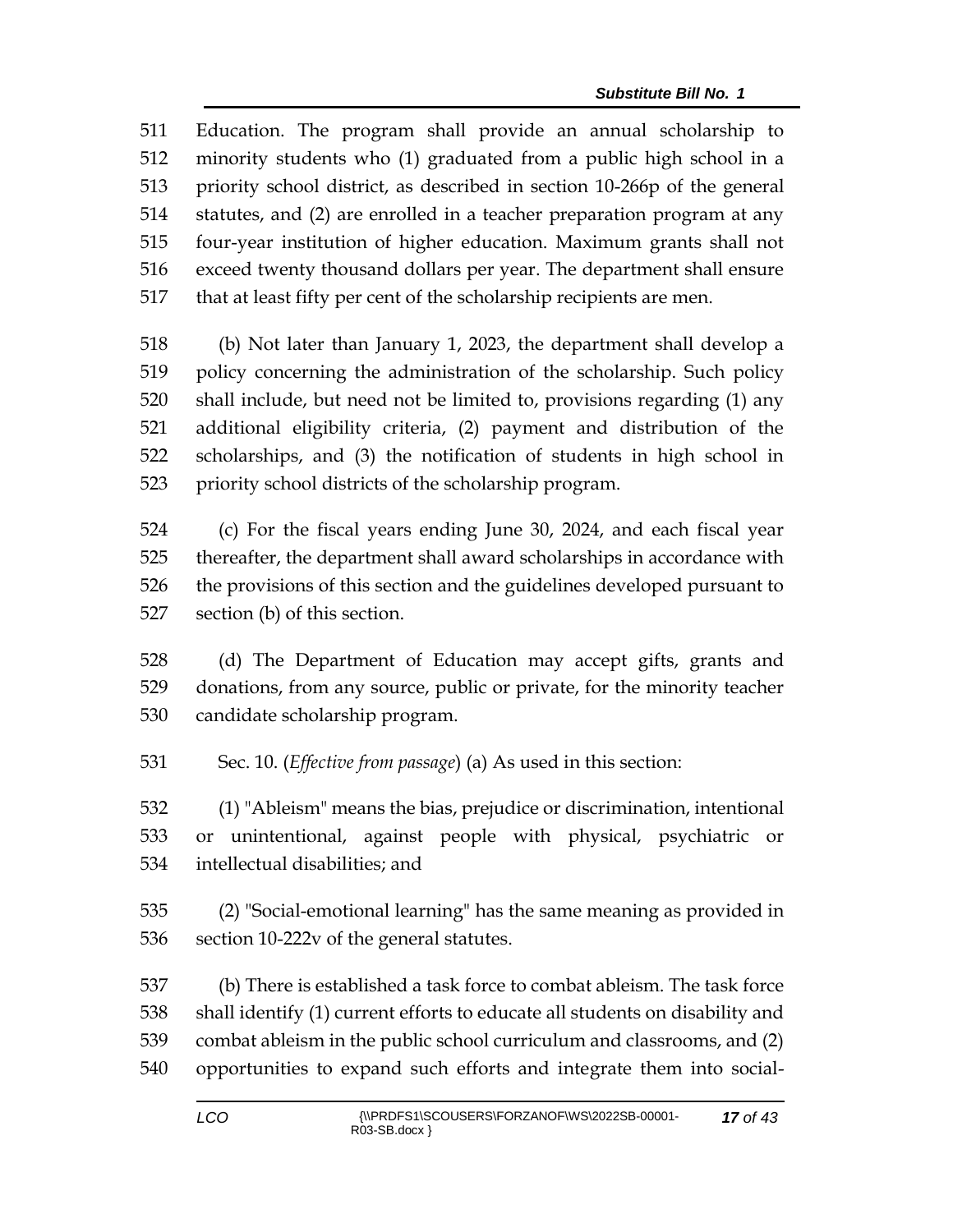Education. The program shall provide an annual scholarship to minority students who (1) graduated from a public high school in a priority school district, as described in section 10-266p of the general statutes, and (2) are enrolled in a teacher preparation program at any four-year institution of higher education. Maximum grants shall not exceed twenty thousand dollars per year. The department shall ensure that at least fifty per cent of the scholarship recipients are men.

(b) Not later than January 1, 2023, the department shall develop a policy concerning the administration of the scholarship. Such policy shall include, but need not be limited to, provisions regarding (1) any additional eligibility criteria, (2) payment and distribution of the scholarships, and (3) the notification of students in high school in priority school districts of the scholarship program.

(c) For the fiscal years ending June 30, 2024, and each fiscal year thereafter, the department shall award scholarships in accordance with the provisions of this section and the guidelines developed pursuant to section (b) of this section.

(d) The Department of Education may accept gifts, grants and donations, from any source, public or private, for the minority teacher candidate scholarship program.

Sec. 10. (*Effective from passage*) (a) As used in this section:

(1) "Ableism" means the bias, prejudice or discrimination, intentional or unintentional, against people with physical, psychiatric or intellectual disabilities; and

(2) "Social-emotional learning" has the same meaning as provided in section 10-222v of the general statutes.

(b) There is established a task force to combat ableism. The task force shall identify (1) current efforts to educate all students on disability and combat ableism in the public school curriculum and classrooms, and (2) opportunities to expand such efforts and integrate them into social-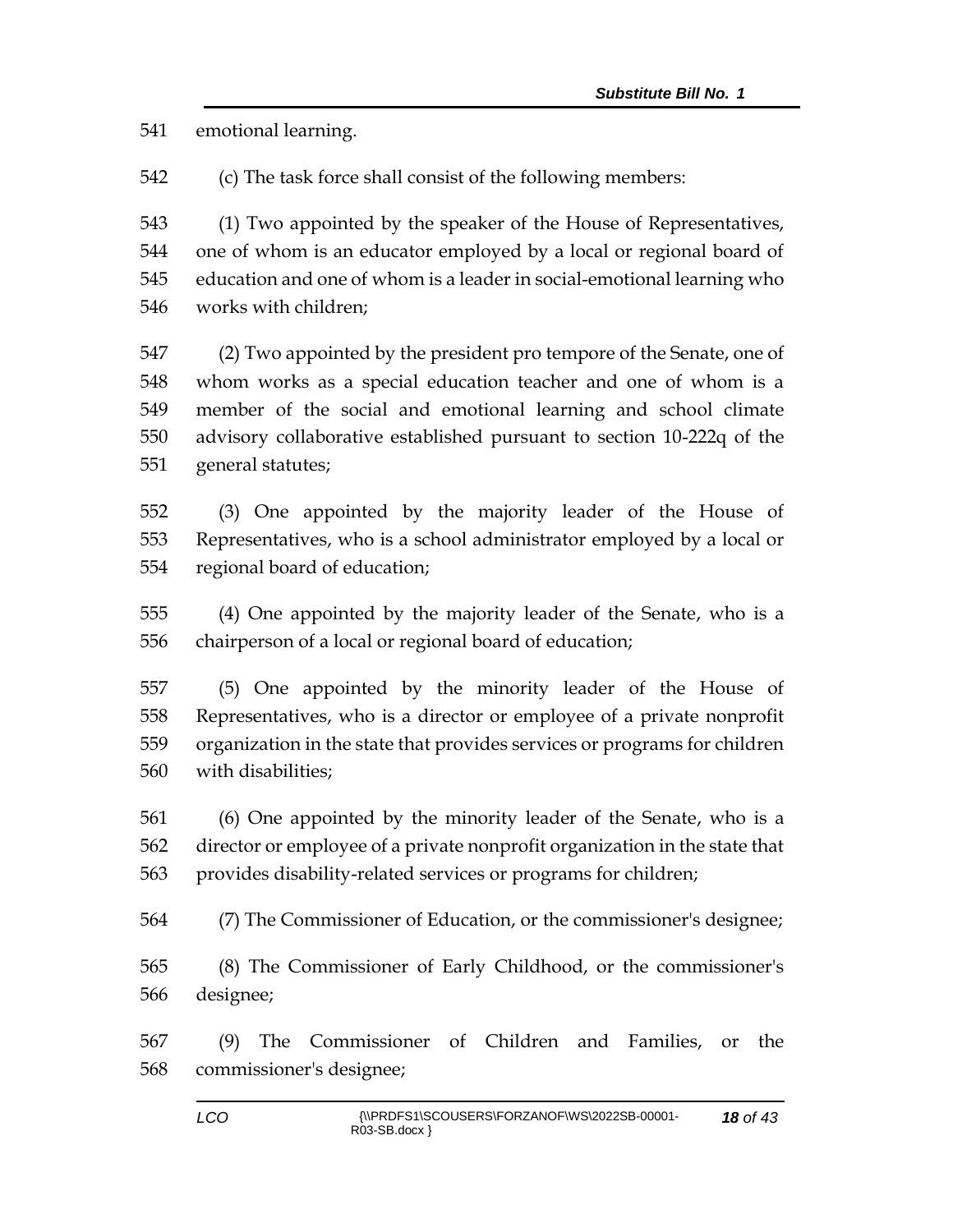emotional learning.

(c) The task force shall consist of the following members:

(1) Two appointed by the speaker of the House of Representatives, one of whom is an educator employed by a local or regional board of education and one of whom is a leader in social-emotional learning who works with children;

(2) Two appointed by the president pro tempore of the Senate, one of whom works as a special education teacher and one of whom is a member of the social and emotional learning and school climate advisory collaborative established pursuant to section 10-222q of the general statutes;

(3) One appointed by the majority leader of the House of Representatives, who is a school administrator employed by a local or regional board of education;

(4) One appointed by the majority leader of the Senate, who is a chairperson of a local or regional board of education;

(5) One appointed by the minority leader of the House of Representatives, who is a director or employee of a private nonprofit organization in the state that provides services or programs for children with disabilities;

(6) One appointed by the minority leader of the Senate, who is a director or employee of a private nonprofit organization in the state that provides disability-related services or programs for children;

(7) The Commissioner of Education, or the commissioner's designee;

(8) The Commissioner of Early Childhood, or the commissioner's designee;

(9) The Commissioner of Children and Families, or the commissioner's designee;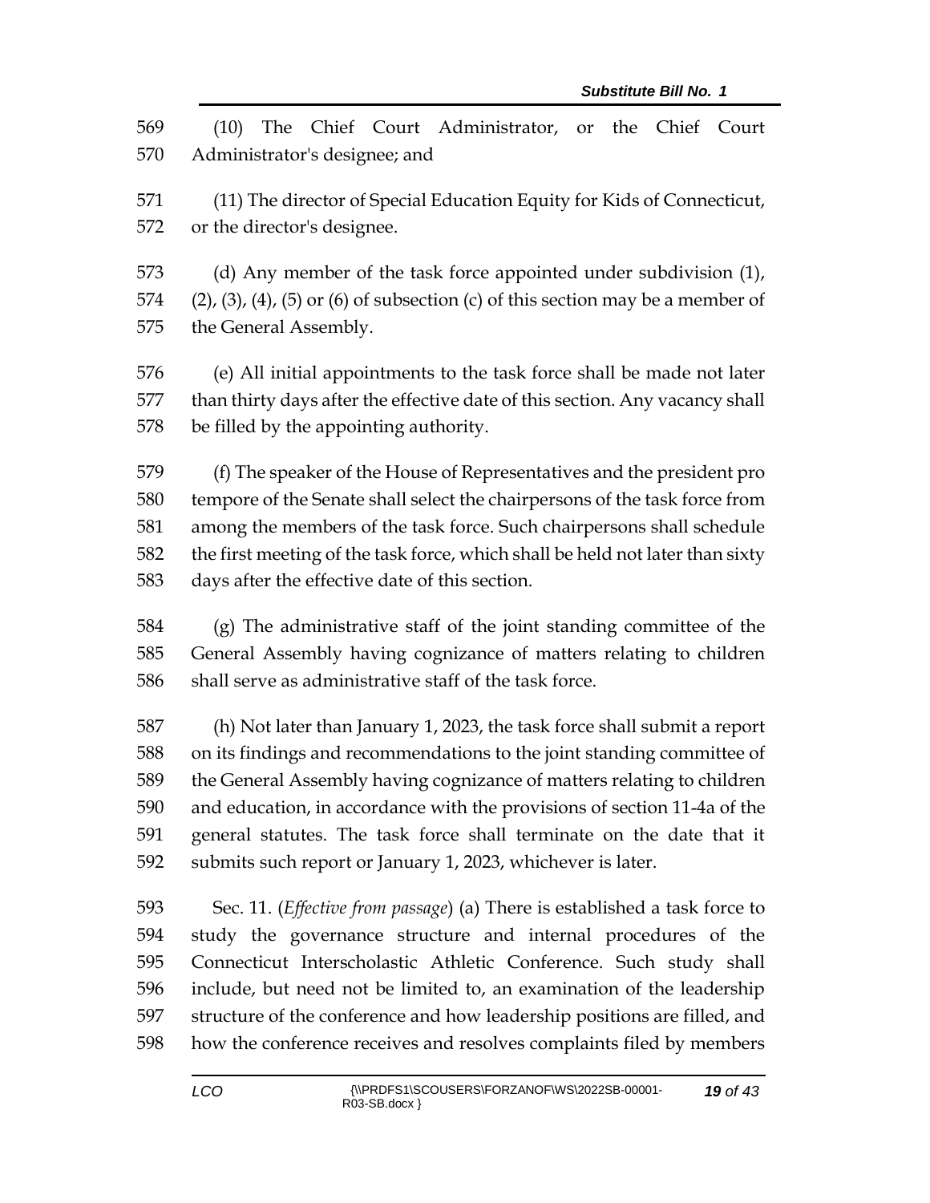(10) The Chief Court Administrator, or the Chief Court Administrator's designee; and

(11) The director of Special Education Equity for Kids of Connecticut, or the director's designee.

(d) Any member of the task force appointed under subdivision (1), (2), (3), (4), (5) or (6) of subsection (c) of this section may be a member of the General Assembly.

(e) All initial appointments to the task force shall be made not later than thirty days after the effective date of this section. Any vacancy shall be filled by the appointing authority.

(f) The speaker of the House of Representatives and the president pro tempore of the Senate shall select the chairpersons of the task force from among the members of the task force. Such chairpersons shall schedule the first meeting of the task force, which shall be held not later than sixty days after the effective date of this section.

(g) The administrative staff of the joint standing committee of the General Assembly having cognizance of matters relating to children shall serve as administrative staff of the task force.

(h) Not later than January 1, 2023, the task force shall submit a report on its findings and recommendations to the joint standing committee of the General Assembly having cognizance of matters relating to children and education, in accordance with the provisions of section 11-4a of the general statutes. The task force shall terminate on the date that it submits such report or January 1, 2023, whichever is later.

Sec. 11. (*Effective from passage*) (a) There is established a task force to study the governance structure and internal procedures of the Connecticut Interscholastic Athletic Conference. Such study shall include, but need not be limited to, an examination of the leadership structure of the conference and how leadership positions are filled, and how the conference receives and resolves complaints filed by members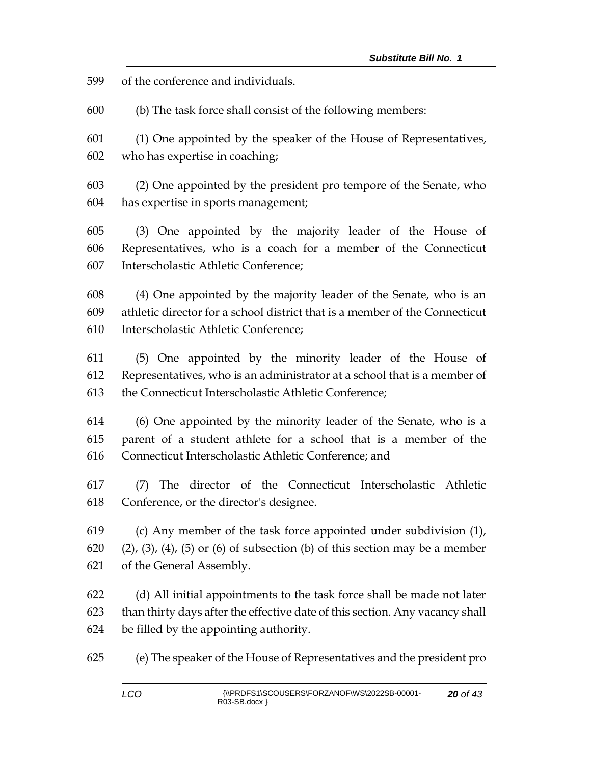of the conference and individuals.

(b) The task force shall consist of the following members:

(1) One appointed by the speaker of the House of Representatives, who has expertise in coaching;

(2) One appointed by the president pro tempore of the Senate, who has expertise in sports management;

(3) One appointed by the majority leader of the House of Representatives, who is a coach for a member of the Connecticut Interscholastic Athletic Conference;

(4) One appointed by the majority leader of the Senate, who is an athletic director for a school district that is a member of the Connecticut Interscholastic Athletic Conference;

(5) One appointed by the minority leader of the House of Representatives, who is an administrator at a school that is a member of the Connecticut Interscholastic Athletic Conference;

(6) One appointed by the minority leader of the Senate, who is a parent of a student athlete for a school that is a member of the Connecticut Interscholastic Athletic Conference; and

(7) The director of the Connecticut Interscholastic Athletic Conference, or the director's designee.

(c) Any member of the task force appointed under subdivision (1), (2), (3), (4), (5) or (6) of subsection (b) of this section may be a member of the General Assembly.

(d) All initial appointments to the task force shall be made not later than thirty days after the effective date of this section. Any vacancy shall be filled by the appointing authority.

(e) The speaker of the House of Representatives and the president pro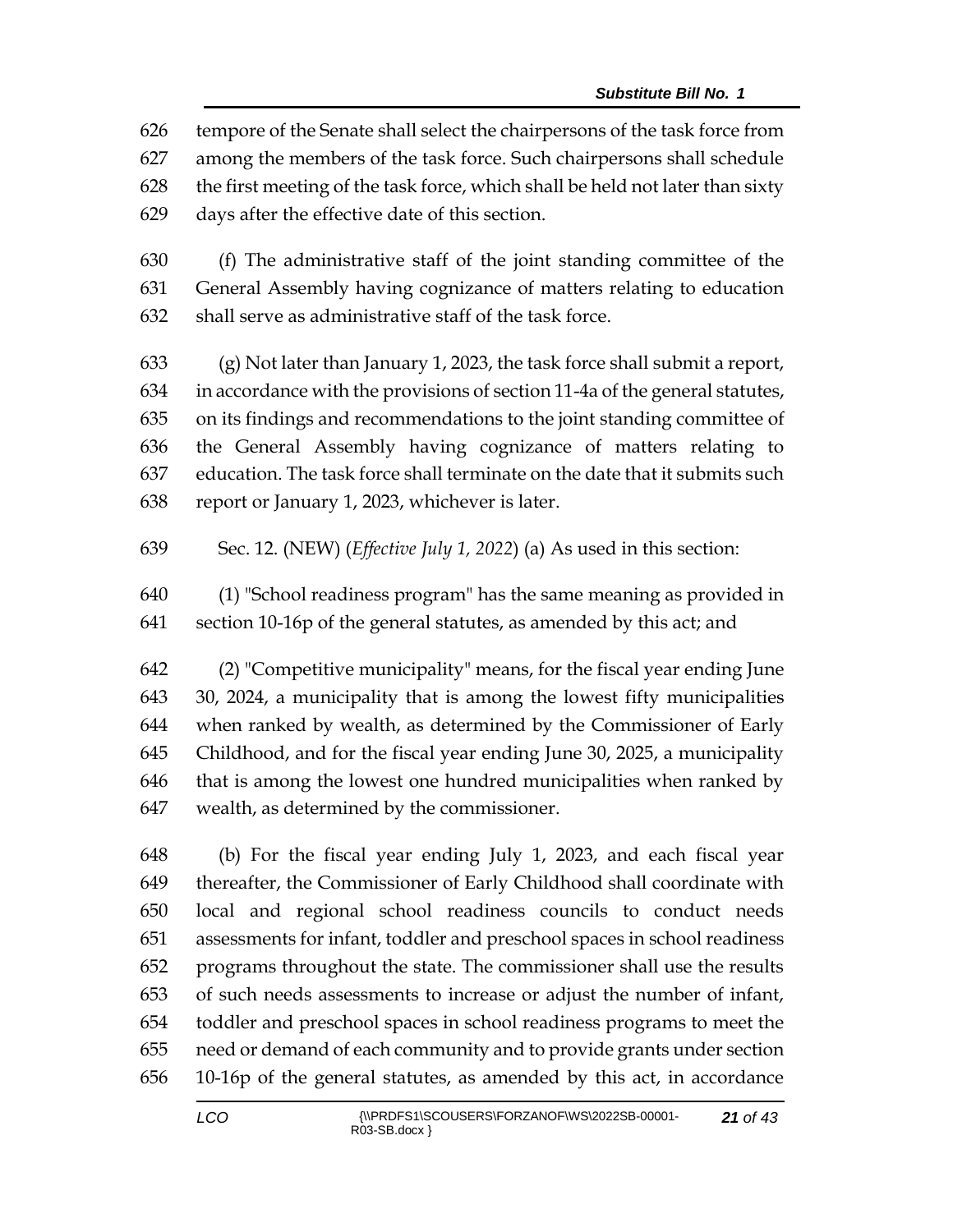tempore of the Senate shall select the chairpersons of the task force from among the members of the task force. Such chairpersons shall schedule the first meeting of the task force, which shall be held not later than sixty days after the effective date of this section.

(f) The administrative staff of the joint standing committee of the General Assembly having cognizance of matters relating to education shall serve as administrative staff of the task force.

(g) Not later than January 1, 2023, the task force shall submit a report, in accordance with the provisions of section 11-4a of the general statutes, on its findings and recommendations to the joint standing committee of the General Assembly having cognizance of matters relating to education. The task force shall terminate on the date that it submits such report or January 1, 2023, whichever is later.

Sec. 12. (NEW) (*Effective July 1, 2022*) (a) As used in this section:

(1) "School readiness program" has the same meaning as provided in section 10-16p of the general statutes, as amended by this act; and

(2) "Competitive municipality" means, for the fiscal year ending June 30, 2024, a municipality that is among the lowest fifty municipalities when ranked by wealth, as determined by the Commissioner of Early Childhood, and for the fiscal year ending June 30, 2025, a municipality that is among the lowest one hundred municipalities when ranked by wealth, as determined by the commissioner.

(b) For the fiscal year ending July 1, 2023, and each fiscal year thereafter, the Commissioner of Early Childhood shall coordinate with local and regional school readiness councils to conduct needs assessments for infant, toddler and preschool spaces in school readiness programs throughout the state. The commissioner shall use the results of such needs assessments to increase or adjust the number of infant, toddler and preschool spaces in school readiness programs to meet the need or demand of each community and to provide grants under section 10-16p of the general statutes, as amended by this act, in accordance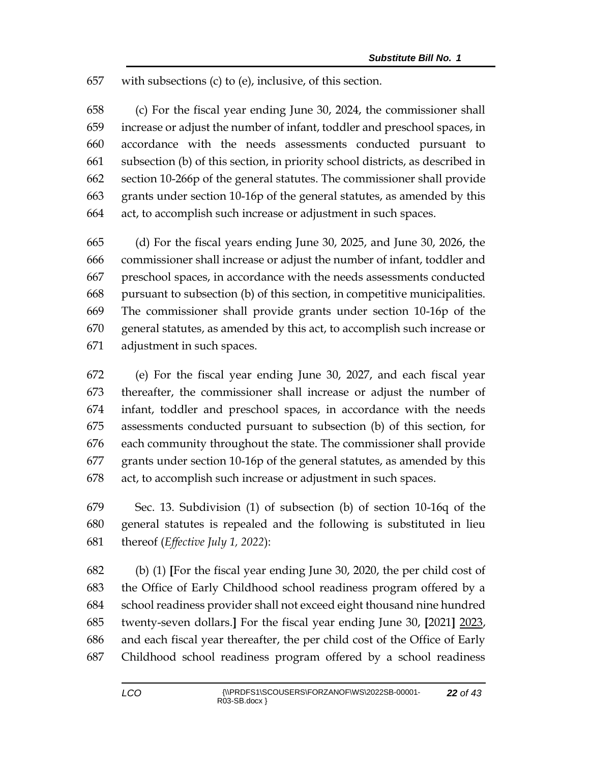with subsections (c) to (e), inclusive, of this section.

(c) For the fiscal year ending June 30, 2024, the commissioner shall increase or adjust the number of infant, toddler and preschool spaces, in accordance with the needs assessments conducted pursuant to subsection (b) of this section, in priority school districts, as described in section 10-266p of the general statutes. The commissioner shall provide grants under section 10-16p of the general statutes, as amended by this act, to accomplish such increase or adjustment in such spaces.

(d) For the fiscal years ending June 30, 2025, and June 30, 2026, the commissioner shall increase or adjust the number of infant, toddler and preschool spaces, in accordance with the needs assessments conducted pursuant to subsection (b) of this section, in competitive municipalities. The commissioner shall provide grants under section 10-16p of the general statutes, as amended by this act, to accomplish such increase or adjustment in such spaces.

(e) For the fiscal year ending June 30, 2027, and each fiscal year thereafter, the commissioner shall increase or adjust the number of infant, toddler and preschool spaces, in accordance with the needs assessments conducted pursuant to subsection (b) of this section, for each community throughout the state. The commissioner shall provide grants under section 10-16p of the general statutes, as amended by this act, to accomplish such increase or adjustment in such spaces.

Sec. 13. Subdivision (1) of subsection (b) of section 10-16q of the general statutes is repealed and the following is substituted in lieu thereof (*Effective July 1, 2022*):

(b) (1) **[**For the fiscal year ending June 30, 2020, the per child cost of the Office of Early Childhood school readiness program offered by a school readiness provider shall not exceed eight thousand nine hundred twenty-seven dollars.**]** For the fiscal year ending June 30, **[**2021**]** <u>2023</u>, and each fiscal year thereafter, the per child cost of the Office of Early Childhood school readiness program offered by a school readiness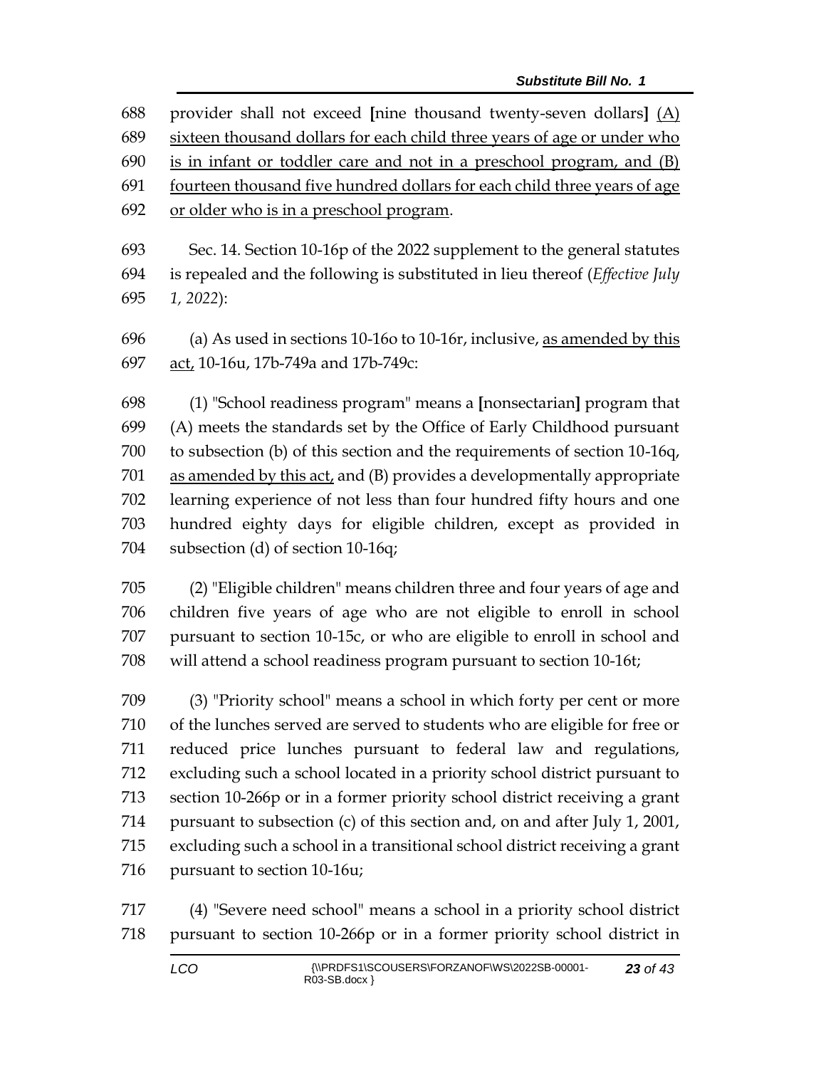provider shall not exceed [nine thousand twenty-seven dollars] <u>(A) sixteen thousand dollars for each child three years of age or under who is in infant or toddler care and not in a preschool program, and (B) fourteen thousand five hundred dollars for each child three years of age or older who is in a preschool program</u>.

Sec. 14. Section 10-16p of the 2022 supplement to the general statutes is repealed and the following is substituted in lieu thereof (*Effective July 1, 2022*):

(a) As used in sections 10-16o to 10-16r, inclusive, <u>as amended by this act,</u> 10-16u, 17b-749a and 17b-749c:

(1) "School readiness program" means a [nonsectarian] program that (A) meets the standards set by the Office of Early Childhood pursuant to subsection (b) of this section and the requirements of section 10-16q, <u>as amended by this act,</u> and (B) provides a developmentally appropriate learning experience of not less than four hundred fifty hours and one hundred eighty days for eligible children, except as provided in subsection (d) of section 10-16q;

(2) "Eligible children" means children three and four years of age and children five years of age who are not eligible to enroll in school pursuant to section 10-15c, or who are eligible to enroll in school and will attend a school readiness program pursuant to section 10-16t;

(3) "Priority school" means a school in which forty per cent or more of the lunches served are served to students who are eligible for free or reduced price lunches pursuant to federal law and regulations, excluding such a school located in a priority school district pursuant to section 10-266p or in a former priority school district receiving a grant pursuant to subsection (c) of this section and, on and after July 1, 2001, excluding such a school in a transitional school district receiving a grant pursuant to section 10-16u;

(4) "Severe need school" means a school in a priority school district pursuant to section 10-266p or in a former priority school district in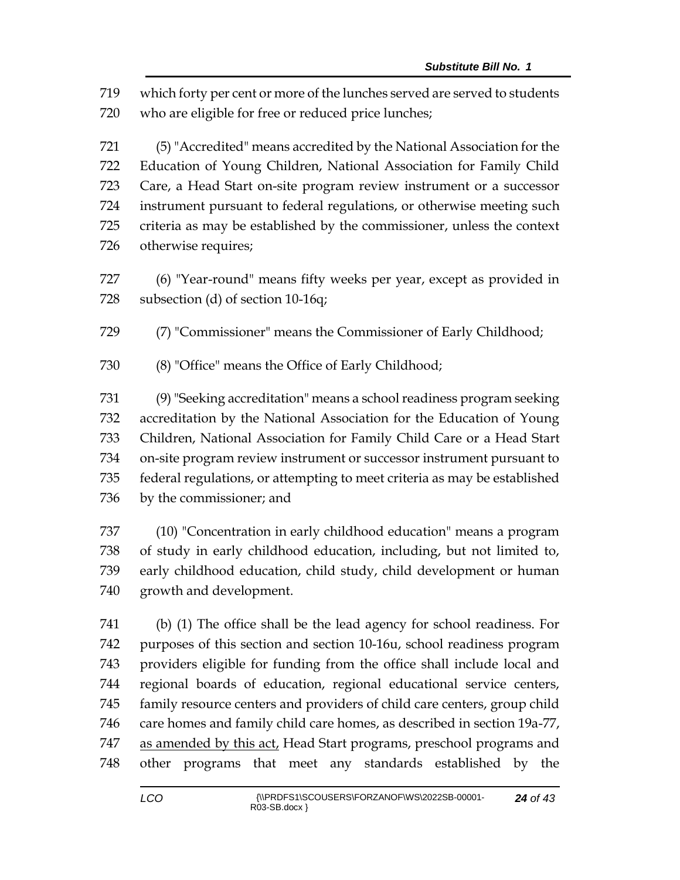which forty per cent or more of the lunches served are served to students who are eligible for free or reduced price lunches;

(5) "Accredited" means accredited by the National Association for the Education of Young Children, National Association for Family Child Care, a Head Start on-site program review instrument or a successor instrument pursuant to federal regulations, or otherwise meeting such criteria as may be established by the commissioner, unless the context otherwise requires;

(6) "Year-round" means fifty weeks per year, except as provided in subsection (d) of section 10-16q;

(7) "Commissioner" means the Commissioner of Early Childhood;

(8) "Office" means the Office of Early Childhood;

(9) "Seeking accreditation" means a school readiness program seeking accreditation by the National Association for the Education of Young Children, National Association for Family Child Care or a Head Start on-site program review instrument or successor instrument pursuant to federal regulations, or attempting to meet criteria as may be established by the commissioner; and

(10) "Concentration in early childhood education" means a program of study in early childhood education, including, but not limited to, early childhood education, child study, child development or human growth and development.

(b) (1) The office shall be the lead agency for school readiness. For purposes of this section and section 10-16u, school readiness program providers eligible for funding from the office shall include local and regional boards of education, regional educational service centers, family resource centers and providers of child care centers, group child care homes and family child care homes, as described in section 19a-77, as amended by this act, Head Start programs, preschool programs and other programs that meet any standards established by the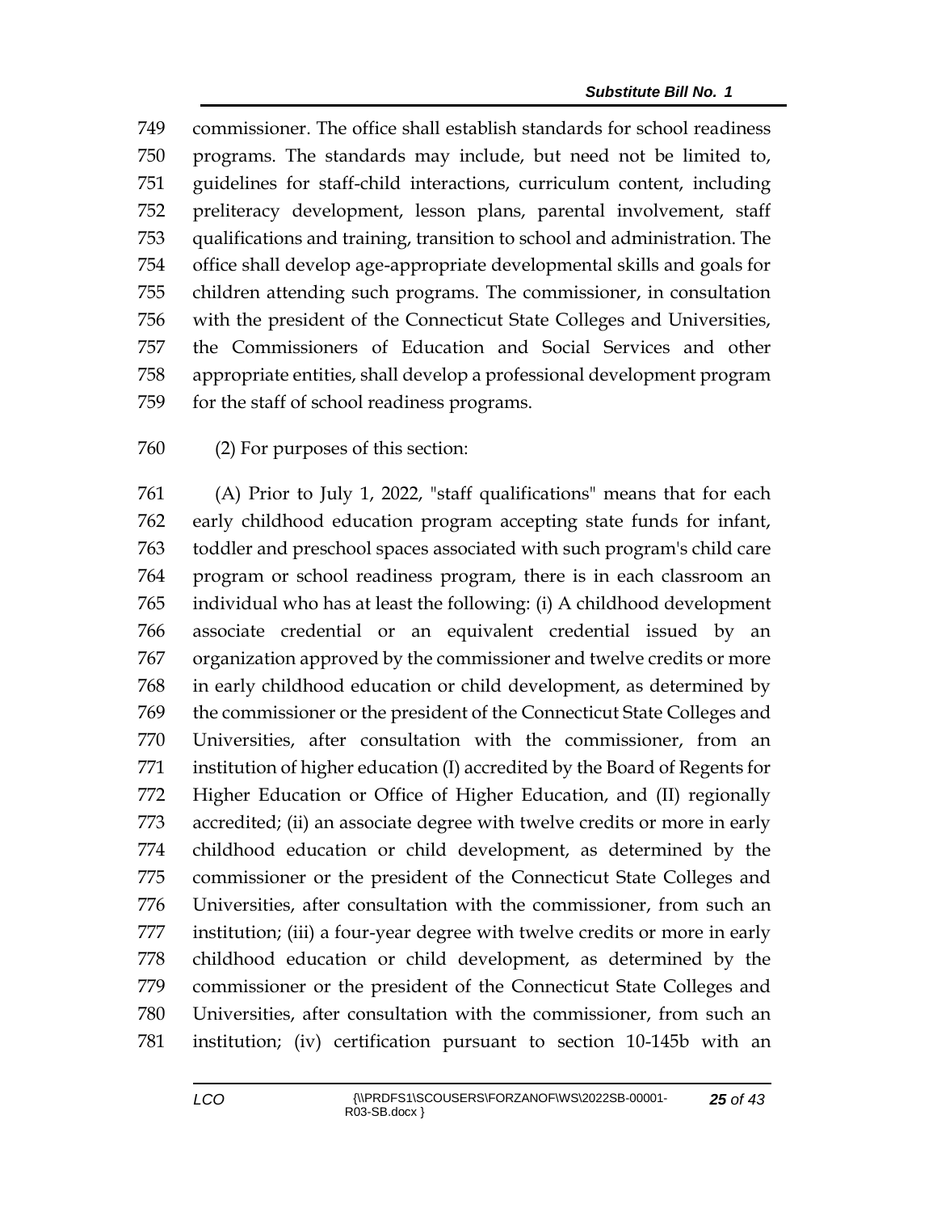commissioner. The office shall establish standards for school readiness programs. The standards may include, but need not be limited to, guidelines for staff-child interactions, curriculum content, including preliteracy development, lesson plans, parental involvement, staff qualifications and training, transition to school and administration. The office shall develop age-appropriate developmental skills and goals for children attending such programs. The commissioner, in consultation with the president of the Connecticut State Colleges and Universities, the Commissioners of Education and Social Services and other appropriate entities, shall develop a professional development program for the staff of school readiness programs.

(2) For purposes of this section:

(A) Prior to July 1, 2022, "staff qualifications" means that for each early childhood education program accepting state funds for infant, toddler and preschool spaces associated with such program's child care program or school readiness program, there is in each classroom an individual who has at least the following: (i) A childhood development associate credential or an equivalent credential issued by an organization approved by the commissioner and twelve credits or more in early childhood education or child development, as determined by the commissioner or the president of the Connecticut State Colleges and Universities, after consultation with the commissioner, from an institution of higher education (I) accredited by the Board of Regents for Higher Education or Office of Higher Education, and (II) regionally accredited; (ii) an associate degree with twelve credits or more in early childhood education or child development, as determined by the commissioner or the president of the Connecticut State Colleges and Universities, after consultation with the commissioner, from such an institution; (iii) a four-year degree with twelve credits or more in early childhood education or child development, as determined by the commissioner or the president of the Connecticut State Colleges and Universities, after consultation with the commissioner, from such an institution; (iv) certification pursuant to section 10-145b with an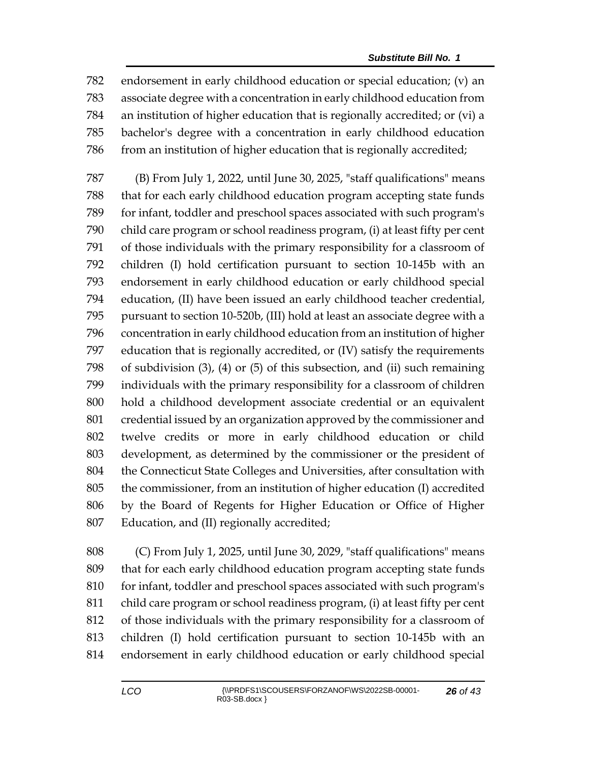782 endorsement in early childhood education or special education; (v) an
783 associate degree with a concentration in early childhood education from
784 an institution of higher education that is regionally accredited; or (vi) a
785 bachelor's degree with a concentration in early childhood education
786 from an institution of higher education that is regionally accredited;

787 (B) From July 1, 2022, until June 30, 2025, "staff qualifications" means
788 that for each early childhood education program accepting state funds
789 for infant, toddler and preschool spaces associated with such program's
790 child care program or school readiness program, (i) at least fifty per cent
791 of those individuals with the primary responsibility for a classroom of
792 children (I) hold certification pursuant to section 10-145b with an
793 endorsement in early childhood education or early childhood special
794 education, (II) have been issued an early childhood teacher credential,
795 pursuant to section 10-520b, (III) hold at least an associate degree with a
796 concentration in early childhood education from an institution of higher
797 education that is regionally accredited, or (IV) satisfy the requirements
798 of subdivision (3), (4) or (5) of this subsection, and (ii) such remaining
799 individuals with the primary responsibility for a classroom of children
800 hold a childhood development associate credential or an equivalent
801 credential issued by an organization approved by the commissioner and
802 twelve credits or more in early childhood education or child
803 development, as determined by the commissioner or the president of
804 the Connecticut State Colleges and Universities, after consultation with
805 the commissioner, from an institution of higher education (I) accredited
806 by the Board of Regents for Higher Education or Office of Higher
807 Education, and (II) regionally accredited;

808 (C) From July 1, 2025, until June 30, 2029, "staff qualifications" means
809 that for each early childhood education program accepting state funds
810 for infant, toddler and preschool spaces associated with such program's
811 child care program or school readiness program, (i) at least fifty per cent
812 of those individuals with the primary responsibility for a classroom of
813 children (I) hold certification pursuant to section 10-145b with an
814 endorsement in early childhood education or early childhood special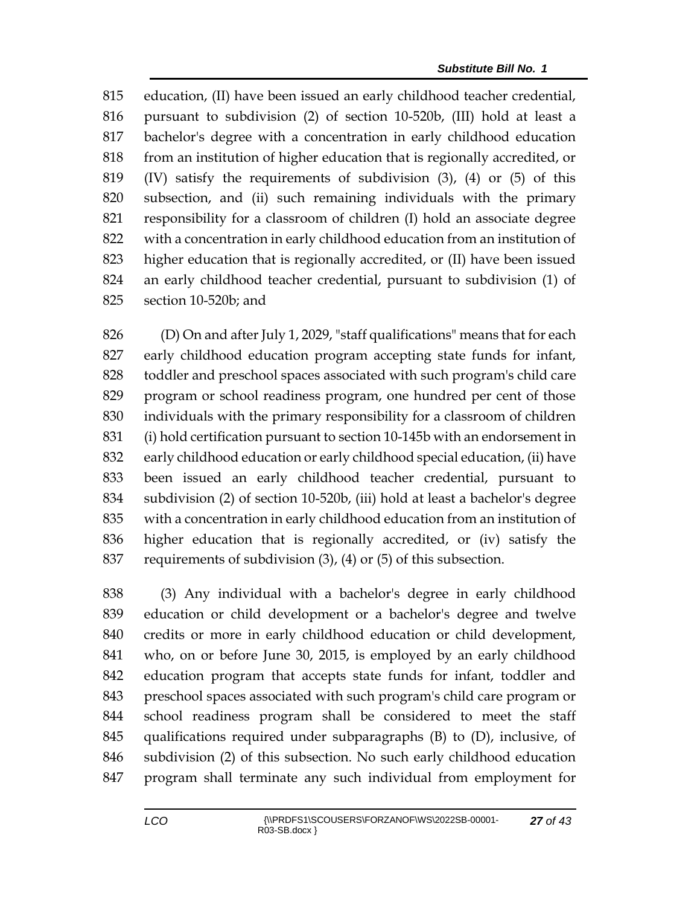education, (II) have been issued an early childhood teacher credential, pursuant to subdivision (2) of section 10-520b, (III) hold at least a bachelor's degree with a concentration in early childhood education from an institution of higher education that is regionally accredited, or (IV) satisfy the requirements of subdivision (3), (4) or (5) of this subsection, and (ii) such remaining individuals with the primary responsibility for a classroom of children (I) hold an associate degree with a concentration in early childhood education from an institution of higher education that is regionally accredited, or (II) have been issued an early childhood teacher credential, pursuant to subdivision (1) of section 10-520b; and

(D) On and after July 1, 2029, "staff qualifications" means that for each early childhood education program accepting state funds for infant, toddler and preschool spaces associated with such program's child care program or school readiness program, one hundred per cent of those individuals with the primary responsibility for a classroom of children (i) hold certification pursuant to section 10-145b with an endorsement in early childhood education or early childhood special education, (ii) have been issued an early childhood teacher credential, pursuant to subdivision (2) of section 10-520b, (iii) hold at least a bachelor's degree with a concentration in early childhood education from an institution of higher education that is regionally accredited, or (iv) satisfy the requirements of subdivision (3), (4) or (5) of this subsection.

(3) Any individual with a bachelor's degree in early childhood education or child development or a bachelor's degree and twelve credits or more in early childhood education or child development, who, on or before June 30, 2015, is employed by an early childhood education program that accepts state funds for infant, toddler and preschool spaces associated with such program's child care program or school readiness program shall be considered to meet the staff qualifications required under subparagraphs (B) to (D), inclusive, of subdivision (2) of this subsection. No such early childhood education program shall terminate any such individual from employment for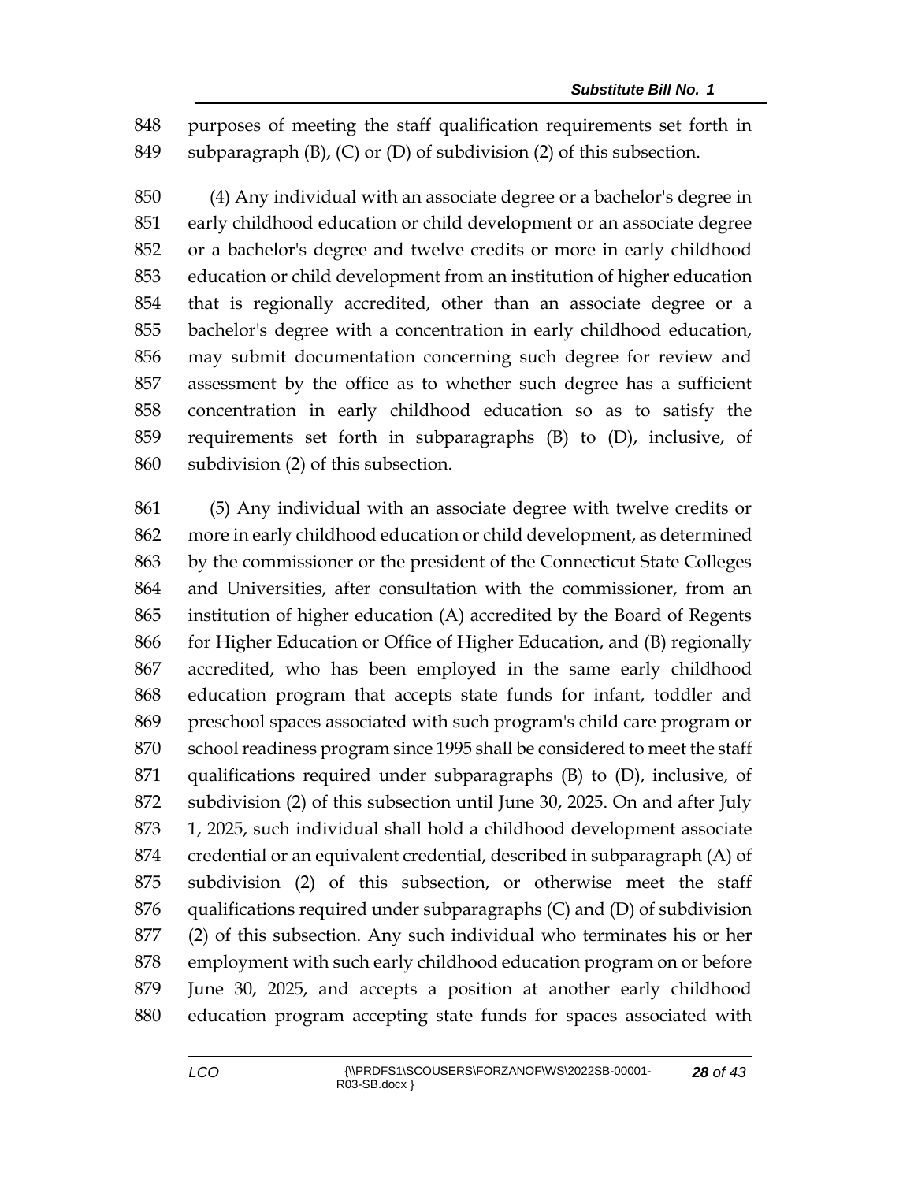848 purposes of meeting the staff qualification requirements set forth in
849 subparagraph (B), (C) or (D) of subdivision (2) of this subsection.

850 (4) Any individual with an associate degree or a bachelor's degree in
851 early childhood education or child development or an associate degree
852 or a bachelor's degree and twelve credits or more in early childhood
853 education or child development from an institution of higher education
854 that is regionally accredited, other than an associate degree or a
855 bachelor's degree with a concentration in early childhood education,
856 may submit documentation concerning such degree for review and
857 assessment by the office as to whether such degree has a sufficient
858 concentration in early childhood education so as to satisfy the
859 requirements set forth in subparagraphs (B) to (D), inclusive, of
860 subdivision (2) of this subsection.

861 (5) Any individual with an associate degree with twelve credits or
862 more in early childhood education or child development, as determined
863 by the commissioner or the president of the Connecticut State Colleges
864 and Universities, after consultation with the commissioner, from an
865 institution of higher education (A) accredited by the Board of Regents
866 for Higher Education or Office of Higher Education, and (B) regionally
867 accredited, who has been employed in the same early childhood
868 education program that accepts state funds for infant, toddler and
869 preschool spaces associated with such program's child care program or
870 school readiness program since 1995 shall be considered to meet the staff
871 qualifications required under subparagraphs (B) to (D), inclusive, of
872 subdivision (2) of this subsection until June 30, 2025. On and after July
873 1, 2025, such individual shall hold a childhood development associate
874 credential or an equivalent credential, described in subparagraph (A) of
875 subdivision (2) of this subsection, or otherwise meet the staff
876 qualifications required under subparagraphs (C) and (D) of subdivision
877 (2) of this subsection. Any such individual who terminates his or her
878 employment with such early childhood education program on or before
879 June 30, 2025, and accepts a position at another early childhood
880 education program accepting state funds for spaces associated with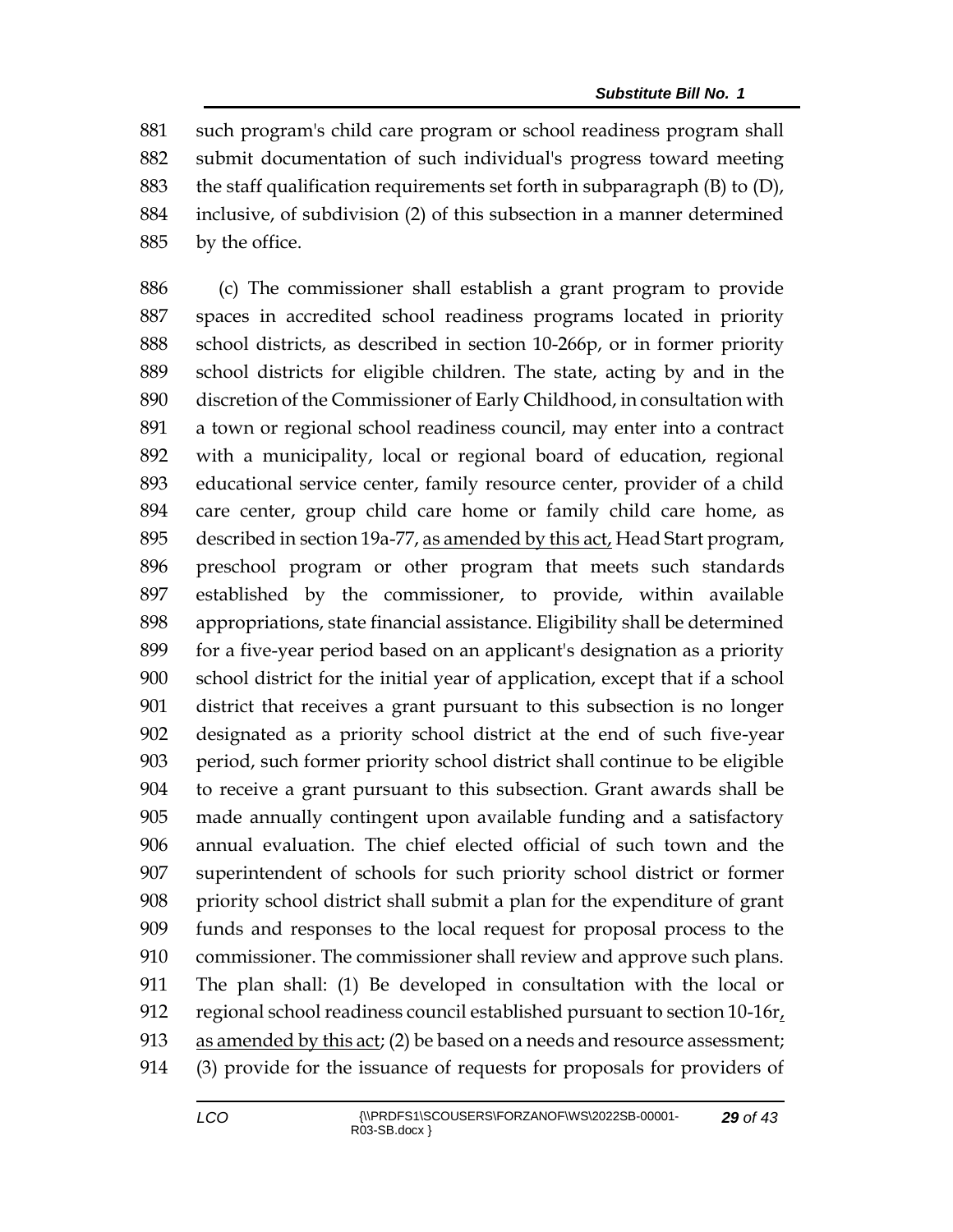such program's child care program or school readiness program shall submit documentation of such individual's progress toward meeting the staff qualification requirements set forth in subparagraph (B) to (D), inclusive, of subdivision (2) of this subsection in a manner determined by the office.

(c) The commissioner shall establish a grant program to provide spaces in accredited school readiness programs located in priority school districts, as described in section 10-266p, or in former priority school districts for eligible children. The state, acting by and in the discretion of the Commissioner of Early Childhood, in consultation with a town or regional school readiness council, may enter into a contract with a municipality, local or regional board of education, regional educational service center, family resource center, provider of a child care center, group child care home or family child care home, as described in section 19a-77, as amended by this act, Head Start program, preschool program or other program that meets such standards established by the commissioner, to provide, within available appropriations, state financial assistance. Eligibility shall be determined for a five-year period based on an applicant's designation as a priority school district for the initial year of application, except that if a school district that receives a grant pursuant to this subsection is no longer designated as a priority school district at the end of such five-year period, such former priority school district shall continue to be eligible to receive a grant pursuant to this subsection. Grant awards shall be made annually contingent upon available funding and a satisfactory annual evaluation. The chief elected official of such town and the superintendent of schools for such priority school district or former priority school district shall submit a plan for the expenditure of grant funds and responses to the local request for proposal process to the commissioner. The commissioner shall review and approve such plans. The plan shall: (1) Be developed in consultation with the local or regional school readiness council established pursuant to section 10-16r, as amended by this act; (2) be based on a needs and resource assessment; (3) provide for the issuance of requests for proposals for providers of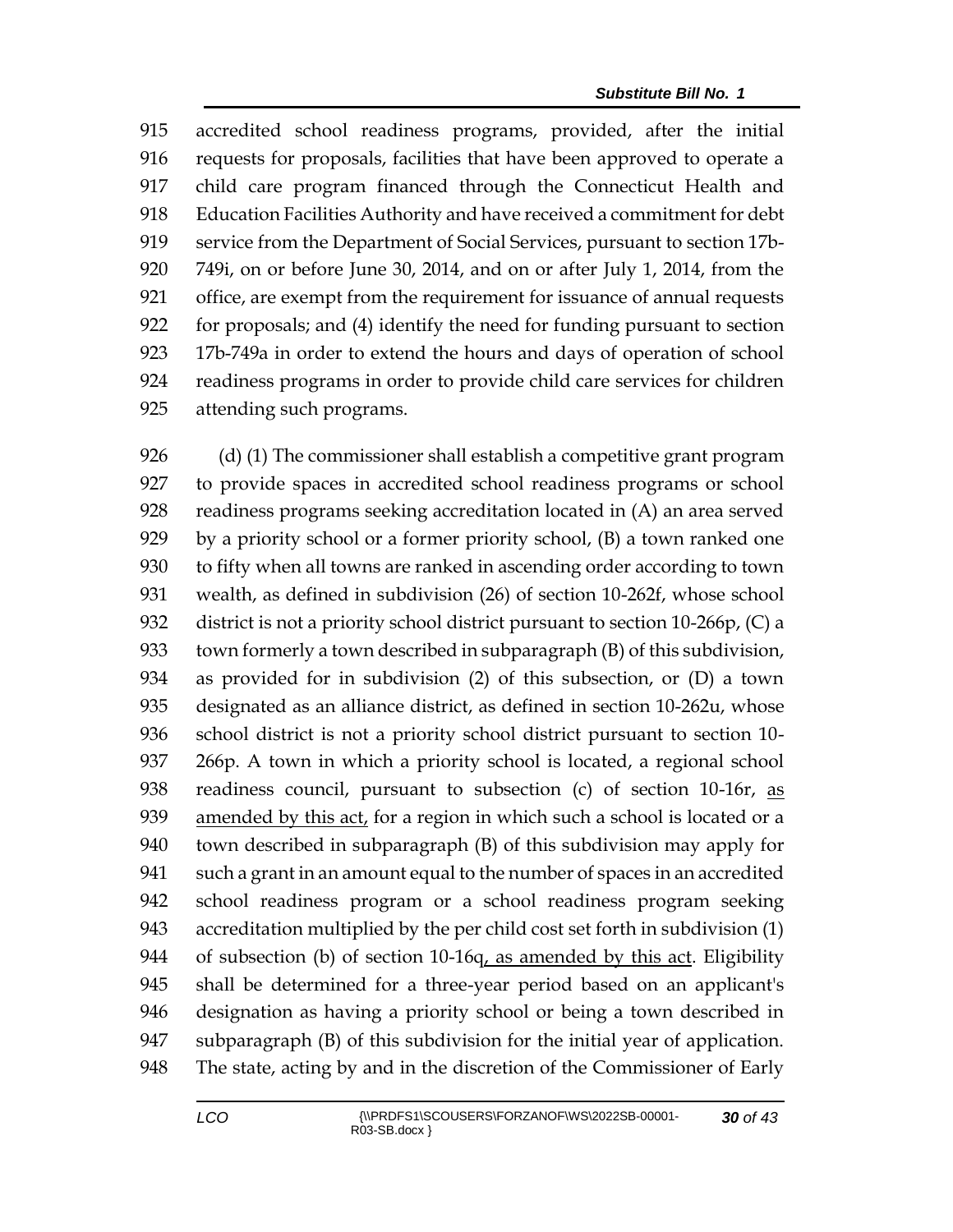accredited school readiness programs, provided, after the initial requests for proposals, facilities that have been approved to operate a child care program financed through the Connecticut Health and Education Facilities Authority and have received a commitment for debt service from the Department of Social Services, pursuant to section 17b-749i, on or before June 30, 2014, and on or after July 1, 2014, from the office, are exempt from the requirement for issuance of annual requests for proposals; and (4) identify the need for funding pursuant to section 17b-749a in order to extend the hours and days of operation of school readiness programs in order to provide child care services for children attending such programs.

(d) (1) The commissioner shall establish a competitive grant program to provide spaces in accredited school readiness programs or school readiness programs seeking accreditation located in (A) an area served by a priority school or a former priority school, (B) a town ranked one to fifty when all towns are ranked in ascending order according to town wealth, as defined in subdivision (26) of section 10-262f, whose school district is not a priority school district pursuant to section 10-266p, (C) a town formerly a town described in subparagraph (B) of this subdivision, as provided for in subdivision (2) of this subsection, or (D) a town designated as an alliance district, as defined in section 10-262u, whose school district is not a priority school district pursuant to section 10-266p. A town in which a priority school is located, a regional school readiness council, pursuant to subsection (c) of section 10-16r, as amended by this act, for a region in which such a school is located or a town described in subparagraph (B) of this subdivision may apply for such a grant in an amount equal to the number of spaces in an accredited school readiness program or a school readiness program seeking accreditation multiplied by the per child cost set forth in subdivision (1) of subsection (b) of section 10-16q, as amended by this act. Eligibility shall be determined for a three-year period based on an applicant's designation as having a priority school or being a town described in subparagraph (B) of this subdivision for the initial year of application. The state, acting by and in the discretion of the Commissioner of Early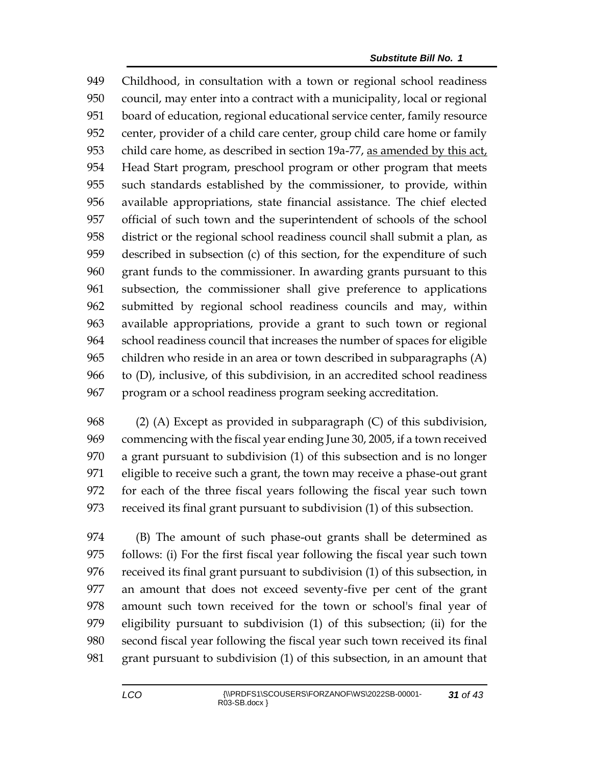Childhood, in consultation with a town or regional school readiness council, may enter into a contract with a municipality, local or regional board of education, regional educational service center, family resource center, provider of a child care center, group child care home or family child care home, as described in section 19a-77, as amended by this act, Head Start program, preschool program or other program that meets such standards established by the commissioner, to provide, within available appropriations, state financial assistance. The chief elected official of such town and the superintendent of schools of the school district or the regional school readiness council shall submit a plan, as described in subsection (c) of this section, for the expenditure of such grant funds to the commissioner. In awarding grants pursuant to this subsection, the commissioner shall give preference to applications submitted by regional school readiness councils and may, within available appropriations, provide a grant to such town or regional school readiness council that increases the number of spaces for eligible children who reside in an area or town described in subparagraphs (A) to (D), inclusive, of this subdivision, in an accredited school readiness program or a school readiness program seeking accreditation.

(2) (A) Except as provided in subparagraph (C) of this subdivision, commencing with the fiscal year ending June 30, 2005, if a town received a grant pursuant to subdivision (1) of this subsection and is no longer eligible to receive such a grant, the town may receive a phase-out grant for each of the three fiscal years following the fiscal year such town received its final grant pursuant to subdivision (1) of this subsection.

(B) The amount of such phase-out grants shall be determined as follows: (i) For the first fiscal year following the fiscal year such town received its final grant pursuant to subdivision (1) of this subsection, in an amount that does not exceed seventy-five per cent of the grant amount such town received for the town or school's final year of eligibility pursuant to subdivision (1) of this subsection; (ii) for the second fiscal year following the fiscal year such town received its final grant pursuant to subdivision (1) of this subsection, in an amount that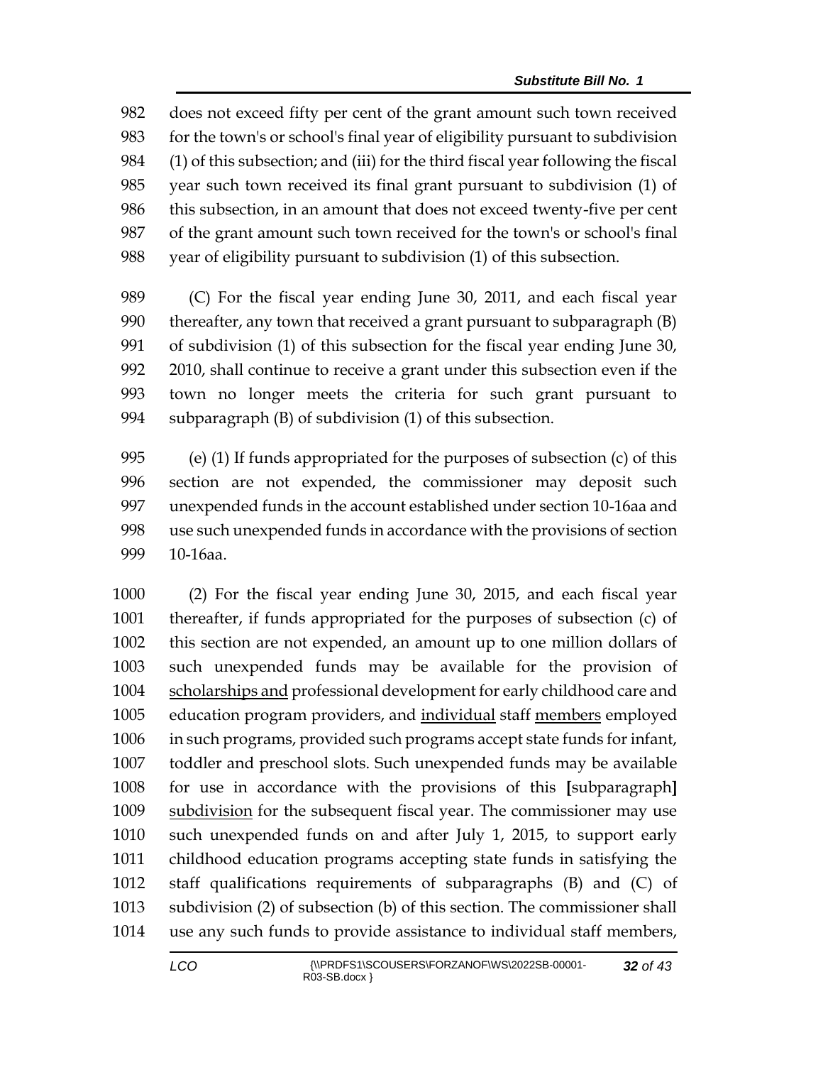does not exceed fifty per cent of the grant amount such town received for the town's or school's final year of eligibility pursuant to subdivision (1) of this subsection; and (iii) for the third fiscal year following the fiscal year such town received its final grant pursuant to subdivision (1) of this subsection, in an amount that does not exceed twenty-five per cent of the grant amount such town received for the town's or school's final year of eligibility pursuant to subdivision (1) of this subsection.

(C) For the fiscal year ending June 30, 2011, and each fiscal year thereafter, any town that received a grant pursuant to subparagraph (B) of subdivision (1) of this subsection for the fiscal year ending June 30, 2010, shall continue to receive a grant under this subsection even if the town no longer meets the criteria for such grant pursuant to subparagraph (B) of subdivision (1) of this subsection.

(e) (1) If funds appropriated for the purposes of subsection (c) of this section are not expended, the commissioner may deposit such unexpended funds in the account established under section 10-16aa and use such unexpended funds in accordance with the provisions of section 10-16aa.

(2) For the fiscal year ending June 30, 2015, and each fiscal year thereafter, if funds appropriated for the purposes of subsection (c) of this section are not expended, an amount up to one million dollars of such unexpended funds may be available for the provision of scholarships and professional development for early childhood care and education program providers, and individual staff members employed in such programs, provided such programs accept state funds for infant, toddler and preschool slots. Such unexpended funds may be available for use in accordance with the provisions of this [subparagraph] subdivision for the subsequent fiscal year. The commissioner may use such unexpended funds on and after July 1, 2015, to support early childhood education programs accepting state funds in satisfying the staff qualifications requirements of subparagraphs (B) and (C) of subdivision (2) of subsection (b) of this section. The commissioner shall use any such funds to provide assistance to individual staff members,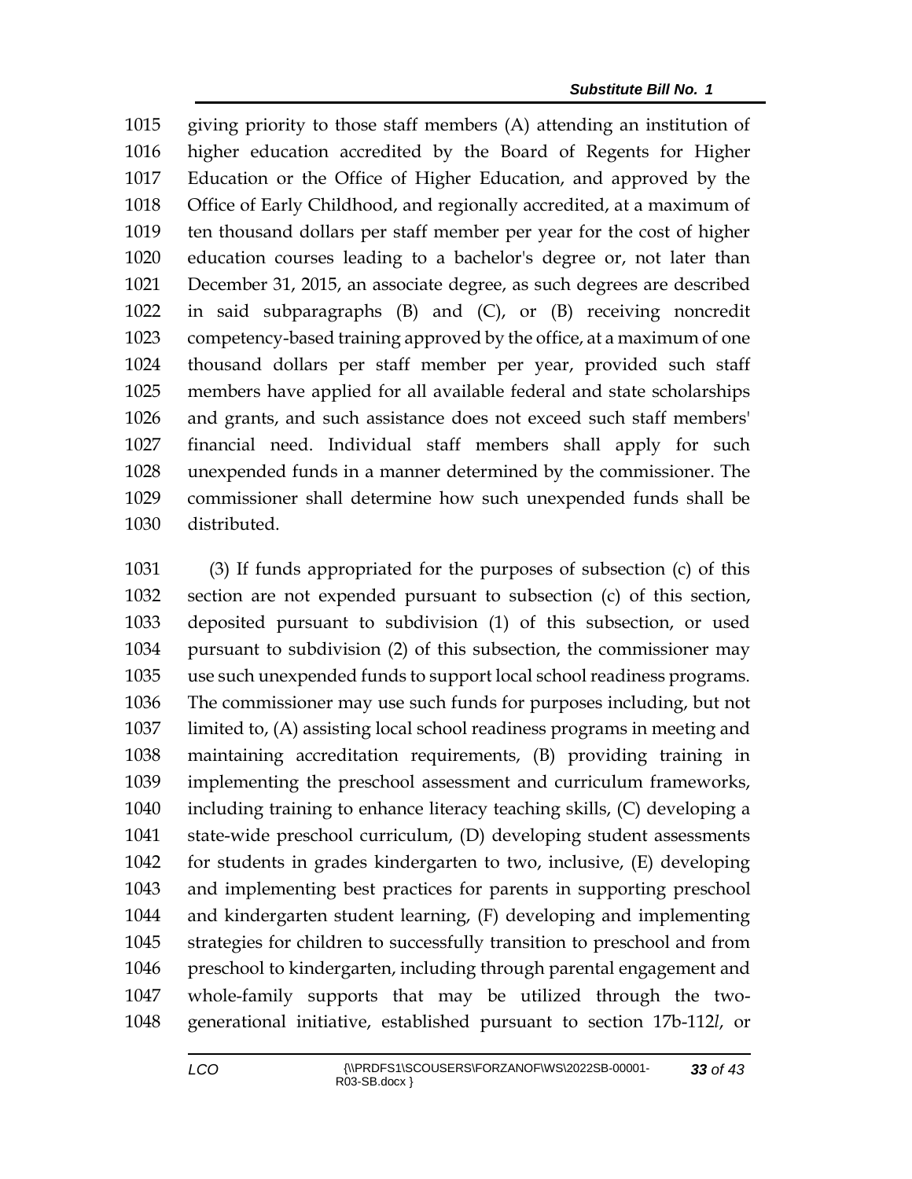giving priority to those staff members (A) attending an institution of higher education accredited by the Board of Regents for Higher Education or the Office of Higher Education, and approved by the Office of Early Childhood, and regionally accredited, at a maximum of ten thousand dollars per staff member per year for the cost of higher education courses leading to a bachelor's degree or, not later than December 31, 2015, an associate degree, as such degrees are described in said subparagraphs (B) and (C), or (B) receiving noncredit competency-based training approved by the office, at a maximum of one thousand dollars per staff member per year, provided such staff members have applied for all available federal and state scholarships and grants, and such assistance does not exceed such staff members' financial need. Individual staff members shall apply for such unexpended funds in a manner determined by the commissioner. The commissioner shall determine how such unexpended funds shall be distributed.

(3) If funds appropriated for the purposes of subsection (c) of this section are not expended pursuant to subsection (c) of this section, deposited pursuant to subdivision (1) of this subsection, or used pursuant to subdivision (2) of this subsection, the commissioner may use such unexpended funds to support local school readiness programs. The commissioner may use such funds for purposes including, but not limited to, (A) assisting local school readiness programs in meeting and maintaining accreditation requirements, (B) providing training in implementing the preschool assessment and curriculum frameworks, including training to enhance literacy teaching skills, (C) developing a state-wide preschool curriculum, (D) developing student assessments for students in grades kindergarten to two, inclusive, (E) developing and implementing best practices for parents in supporting preschool and kindergarten student learning, (F) developing and implementing strategies for children to successfully transition to preschool and from preschool to kindergarten, including through parental engagement and whole-family supports that may be utilized through the two-generational initiative, established pursuant to section 17b-112*l*, or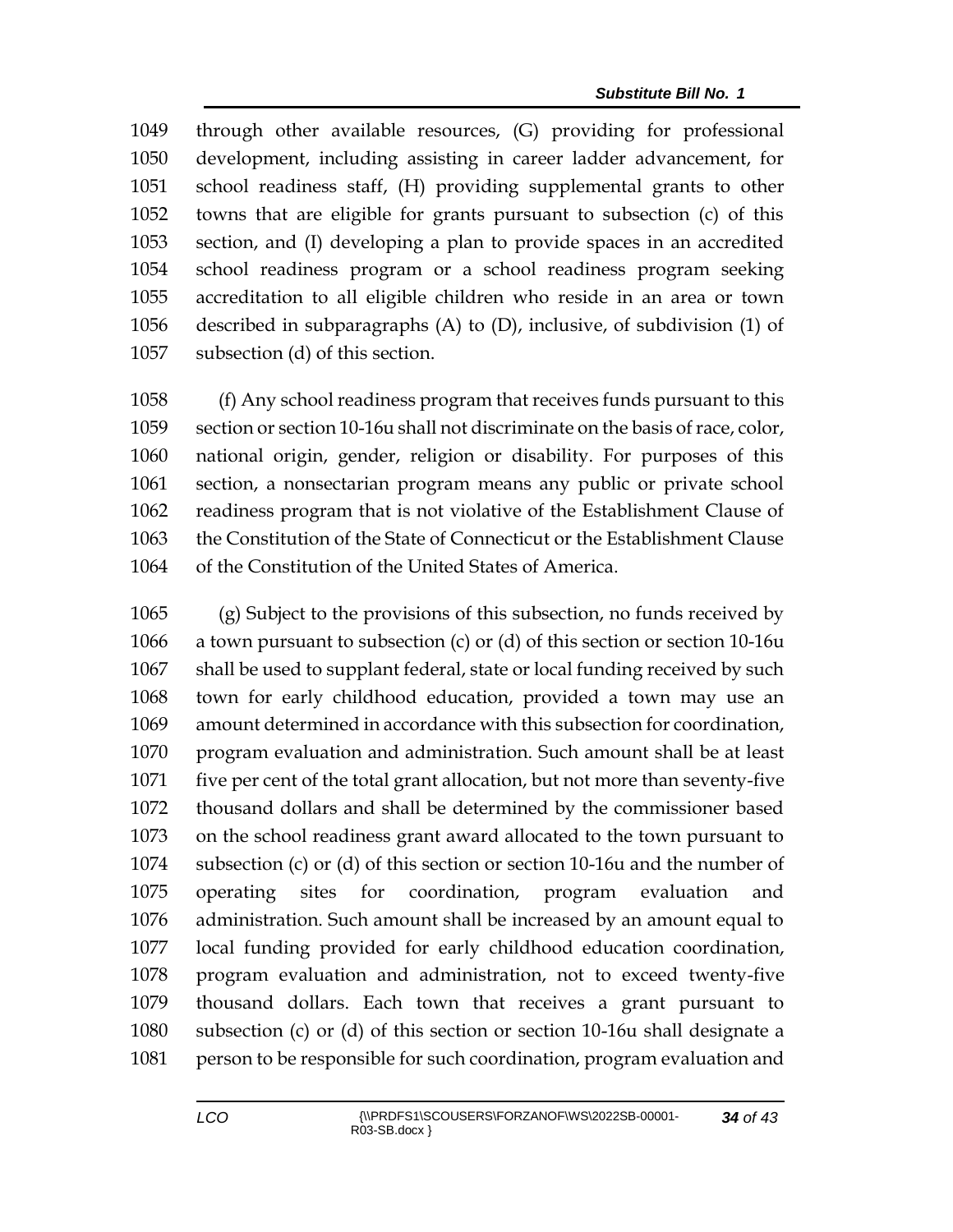through other available resources, (G) providing for professional development, including assisting in career ladder advancement, for school readiness staff, (H) providing supplemental grants to other towns that are eligible for grants pursuant to subsection (c) of this section, and (I) developing a plan to provide spaces in an accredited school readiness program or a school readiness program seeking accreditation to all eligible children who reside in an area or town described in subparagraphs (A) to (D), inclusive, of subdivision (1) of subsection (d) of this section.

(f) Any school readiness program that receives funds pursuant to this section or section 10-16u shall not discriminate on the basis of race, color, national origin, gender, religion or disability. For purposes of this section, a nonsectarian program means any public or private school readiness program that is not violative of the Establishment Clause of the Constitution of the State of Connecticut or the Establishment Clause of the Constitution of the United States of America.

(g) Subject to the provisions of this subsection, no funds received by a town pursuant to subsection (c) or (d) of this section or section 10-16u shall be used to supplant federal, state or local funding received by such town for early childhood education, provided a town may use an amount determined in accordance with this subsection for coordination, program evaluation and administration. Such amount shall be at least five per cent of the total grant allocation, but not more than seventy-five thousand dollars and shall be determined by the commissioner based on the school readiness grant award allocated to the town pursuant to subsection (c) or (d) of this section or section 10-16u and the number of operating sites for coordination, program evaluation and administration. Such amount shall be increased by an amount equal to local funding provided for early childhood education coordination, program evaluation and administration, not to exceed twenty-five thousand dollars. Each town that receives a grant pursuant to subsection (c) or (d) of this section or section 10-16u shall designate a person to be responsible for such coordination, program evaluation and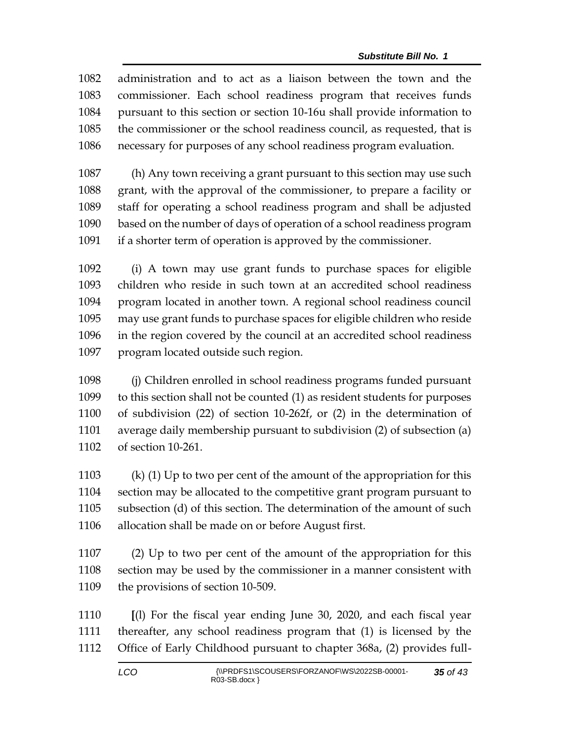1082 administration and to act as a liaison between the town and the
1083 commissioner. Each school readiness program that receives funds
1084 pursuant to this section or section 10-16u shall provide information to
1085 the commissioner or the school readiness council, as requested, that is
1086 necessary for purposes of any school readiness program evaluation.

1087 (h) Any town receiving a grant pursuant to this section may use such
1088 grant, with the approval of the commissioner, to prepare a facility or
1089 staff for operating a school readiness program and shall be adjusted
1090 based on the number of days of operation of a school readiness program
1091 if a shorter term of operation is approved by the commissioner.

1092 (i) A town may use grant funds to purchase spaces for eligible
1093 children who reside in such town at an accredited school readiness
1094 program located in another town. A regional school readiness council
1095 may use grant funds to purchase spaces for eligible children who reside
1096 in the region covered by the council at an accredited school readiness
1097 program located outside such region.

1098 (j) Children enrolled in school readiness programs funded pursuant
1099 to this section shall not be counted (1) as resident students for purposes
1100 of subdivision (22) of section 10-262f, or (2) in the determination of
1101 average daily membership pursuant to subdivision (2) of subsection (a)
1102 of section 10-261.

1103 (k) (1) Up to two per cent of the amount of the appropriation for this
1104 section may be allocated to the competitive grant program pursuant to
1105 subsection (d) of this section. The determination of the amount of such
1106 allocation shall be made on or before August first.

1107 (2) Up to two per cent of the amount of the appropriation for this
1108 section may be used by the commissioner in a manner consistent with
1109 the provisions of section 10-509.

1110 **[**(l) For the fiscal year ending June 30, 2020, and each fiscal year
1111 thereafter, any school readiness program that (1) is licensed by the
1112 Office of Early Childhood pursuant to chapter 368a, (2) provides full-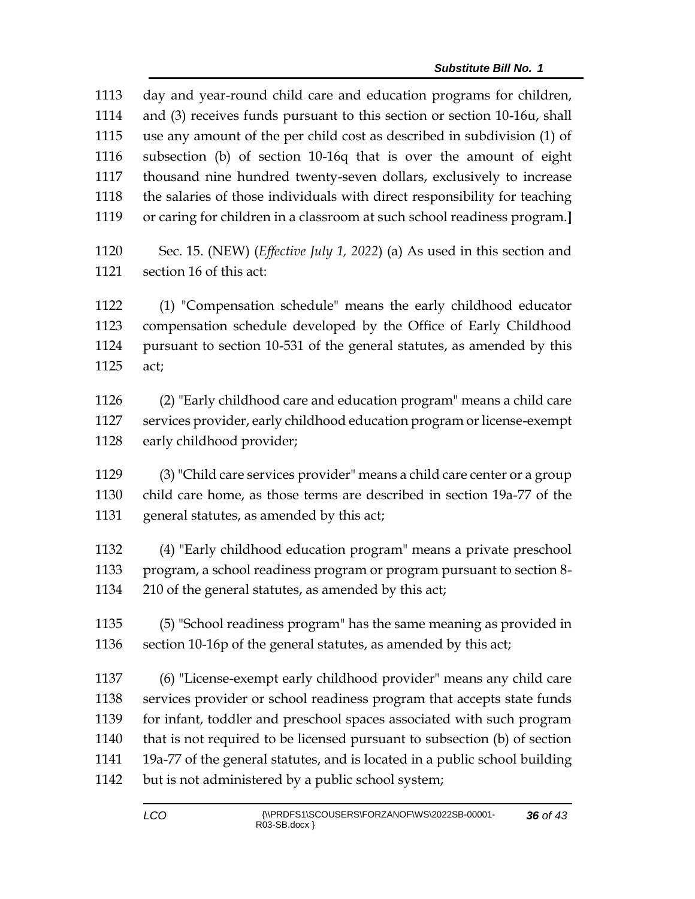day and year-round child care and education programs for children, and (3) receives funds pursuant to this section or section 10-16u, shall use any amount of the per child cost as described in subdivision (1) of subsection (b) of section 10-16q that is over the amount of eight thousand nine hundred twenty-seven dollars, exclusively to increase the salaries of those individuals with direct responsibility for teaching or caring for children in a classroom at such school readiness program.**]**

Sec. 15. (NEW) (*Effective July 1, 2022*) (a) As used in this section and section 16 of this act:

(1) "Compensation schedule" means the early childhood educator compensation schedule developed by the Office of Early Childhood pursuant to section 10-531 of the general statutes, as amended by this act;

(2) "Early childhood care and education program" means a child care services provider, early childhood education program or license-exempt early childhood provider;

(3) "Child care services provider" means a child care center or a group child care home, as those terms are described in section 19a-77 of the general statutes, as amended by this act;

(4) "Early childhood education program" means a private preschool program, a school readiness program or program pursuant to section 8-210 of the general statutes, as amended by this act;

(5) "School readiness program" has the same meaning as provided in section 10-16p of the general statutes, as amended by this act;

(6) "License-exempt early childhood provider" means any child care services provider or school readiness program that accepts state funds for infant, toddler and preschool spaces associated with such program that is not required to be licensed pursuant to subsection (b) of section 19a-77 of the general statutes, and is located in a public school building but is not administered by a public school system;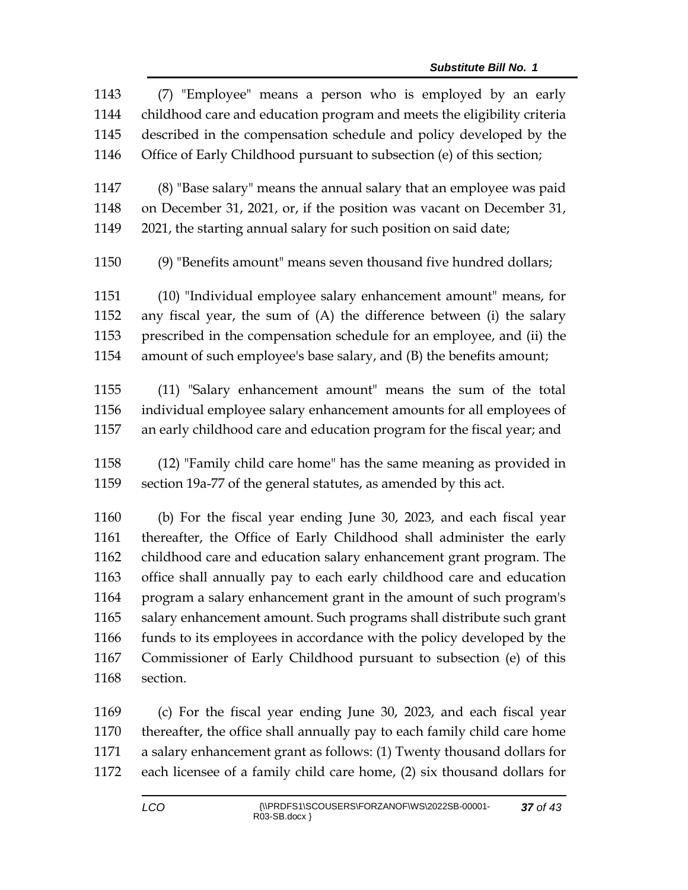(7) "Employee" means a person who is employed by an early childhood care and education program and meets the eligibility criteria described in the compensation schedule and policy developed by the Office of Early Childhood pursuant to subsection (e) of this section;

(8) "Base salary" means the annual salary that an employee was paid on December 31, 2021, or, if the position was vacant on December 31, 2021, the starting annual salary for such position on said date;

(9) "Benefits amount" means seven thousand five hundred dollars;

(10) "Individual employee salary enhancement amount" means, for any fiscal year, the sum of (A) the difference between (i) the salary prescribed in the compensation schedule for an employee, and (ii) the amount of such employee's base salary, and (B) the benefits amount;

(11) "Salary enhancement amount" means the sum of the total individual employee salary enhancement amounts for all employees of an early childhood care and education program for the fiscal year; and

(12) "Family child care home" has the same meaning as provided in section 19a-77 of the general statutes, as amended by this act.

(b) For the fiscal year ending June 30, 2023, and each fiscal year thereafter, the Office of Early Childhood shall administer the early childhood care and education salary enhancement grant program. The office shall annually pay to each early childhood care and education program a salary enhancement grant in the amount of such program's salary enhancement amount. Such programs shall distribute such grant funds to its employees in accordance with the policy developed by the Commissioner of Early Childhood pursuant to subsection (e) of this section.

(c) For the fiscal year ending June 30, 2023, and each fiscal year thereafter, the office shall annually pay to each family child care home a salary enhancement grant as follows: (1) Twenty thousand dollars for each licensee of a family child care home, (2) six thousand dollars for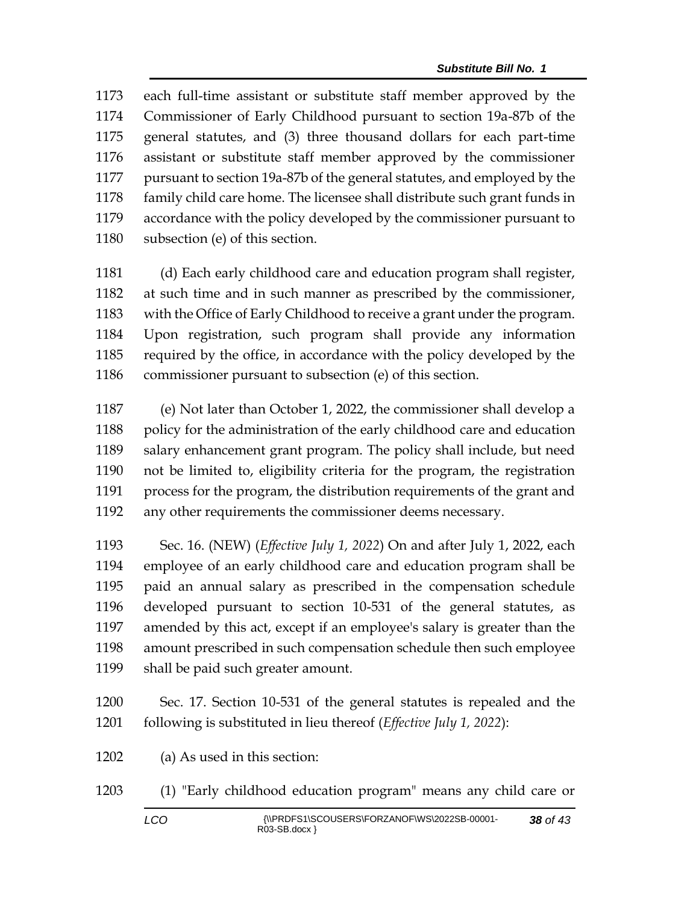each full-time assistant or substitute staff member approved by the Commissioner of Early Childhood pursuant to section 19a-87b of the general statutes, and (3) three thousand dollars for each part-time assistant or substitute staff member approved by the commissioner pursuant to section 19a-87b of the general statutes, and employed by the family child care home. The licensee shall distribute such grant funds in accordance with the policy developed by the commissioner pursuant to subsection (e) of this section.

(d) Each early childhood care and education program shall register, at such time and in such manner as prescribed by the commissioner, with the Office of Early Childhood to receive a grant under the program. Upon registration, such program shall provide any information required by the office, in accordance with the policy developed by the commissioner pursuant to subsection (e) of this section.

(e) Not later than October 1, 2022, the commissioner shall develop a policy for the administration of the early childhood care and education salary enhancement grant program. The policy shall include, but need not be limited to, eligibility criteria for the program, the registration process for the program, the distribution requirements of the grant and any other requirements the commissioner deems necessary.

Sec. 16. (NEW) (*Effective July 1, 2022*) On and after July 1, 2022, each employee of an early childhood care and education program shall be paid an annual salary as prescribed in the compensation schedule developed pursuant to section 10-531 of the general statutes, as amended by this act, except if an employee's salary is greater than the amount prescribed in such compensation schedule then such employee shall be paid such greater amount.

Sec. 17. Section 10-531 of the general statutes is repealed and the following is substituted in lieu thereof (*Effective July 1, 2022*):

(a) As used in this section:

(1) "Early childhood education program" means any child care or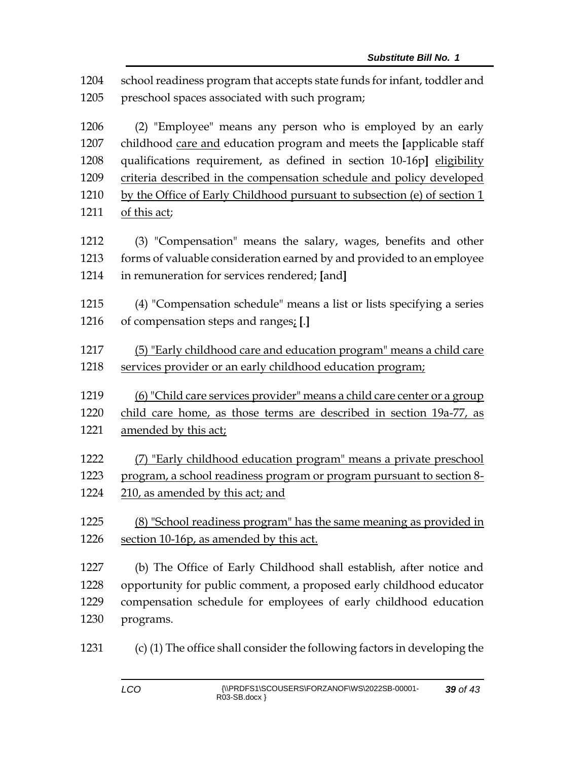1204 school readiness program that accepts state funds for infant, toddler and
1205 preschool spaces associated with such program;

1206 (2) "Employee" means any person who is employed by an early
1207 childhood care and education program and meets the [applicable staff
1208 qualifications requirement, as defined in section 10-16p] eligibility
1209 criteria described in the compensation schedule and policy developed
1210 by the Office of Early Childhood pursuant to subsection (e) of section 1
1211 of this act;

1212 (3) "Compensation" means the salary, wages, benefits and other
1213 forms of valuable consideration earned by and provided to an employee
1214 in remuneration for services rendered; [and]

1215 (4) "Compensation schedule" means a list or lists specifying a series
1216 of compensation steps and ranges; [.]

1217 (5) "Early childhood care and education program" means a child care
1218 services provider or an early childhood education program;

1219 (6) "Child care services provider" means a child care center or a group
1220 child care home, as those terms are described in section 19a-77, as
1221 amended by this act;

1222 (7) "Early childhood education program" means a private preschool
1223 program, a school readiness program or program pursuant to section 8-
1224 210, as amended by this act; and

1225 (8) "School readiness program" has the same meaning as provided in
1226 section 10-16p, as amended by this act.

1227 (b) The Office of Early Childhood shall establish, after notice and
1228 opportunity for public comment, a proposed early childhood educator
1229 compensation schedule for employees of early childhood education
1230 programs.

1231 (c) (1) The office shall consider the following factors in developing the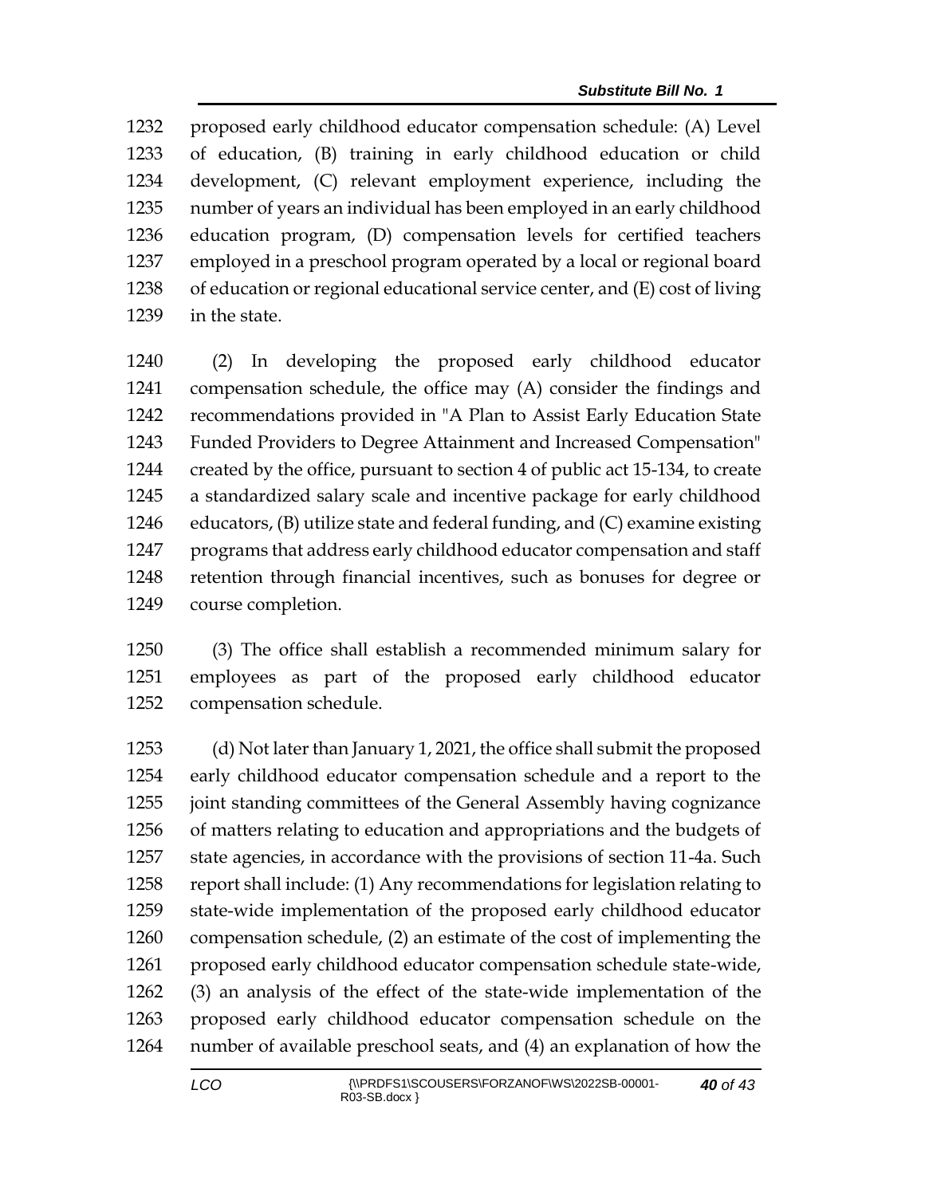proposed early childhood educator compensation schedule: (A) Level of education, (B) training in early childhood education or child development, (C) relevant employment experience, including the number of years an individual has been employed in an early childhood education program, (D) compensation levels for certified teachers employed in a preschool program operated by a local or regional board of education or regional educational service center, and (E) cost of living in the state.

(2) In developing the proposed early childhood educator compensation schedule, the office may (A) consider the findings and recommendations provided in "A Plan to Assist Early Education State Funded Providers to Degree Attainment and Increased Compensation" created by the office, pursuant to section 4 of public act 15-134, to create a standardized salary scale and incentive package for early childhood educators, (B) utilize state and federal funding, and (C) examine existing programs that address early childhood educator compensation and staff retention through financial incentives, such as bonuses for degree or course completion.

(3) The office shall establish a recommended minimum salary for employees as part of the proposed early childhood educator compensation schedule.

(d) Not later than January 1, 2021, the office shall submit the proposed early childhood educator compensation schedule and a report to the joint standing committees of the General Assembly having cognizance of matters relating to education and appropriations and the budgets of state agencies, in accordance with the provisions of section 11-4a. Such report shall include: (1) Any recommendations for legislation relating to state-wide implementation of the proposed early childhood educator compensation schedule, (2) an estimate of the cost of implementing the proposed early childhood educator compensation schedule state-wide, (3) an analysis of the effect of the state-wide implementation of the proposed early childhood educator compensation schedule on the number of available preschool seats, and (4) an explanation of how the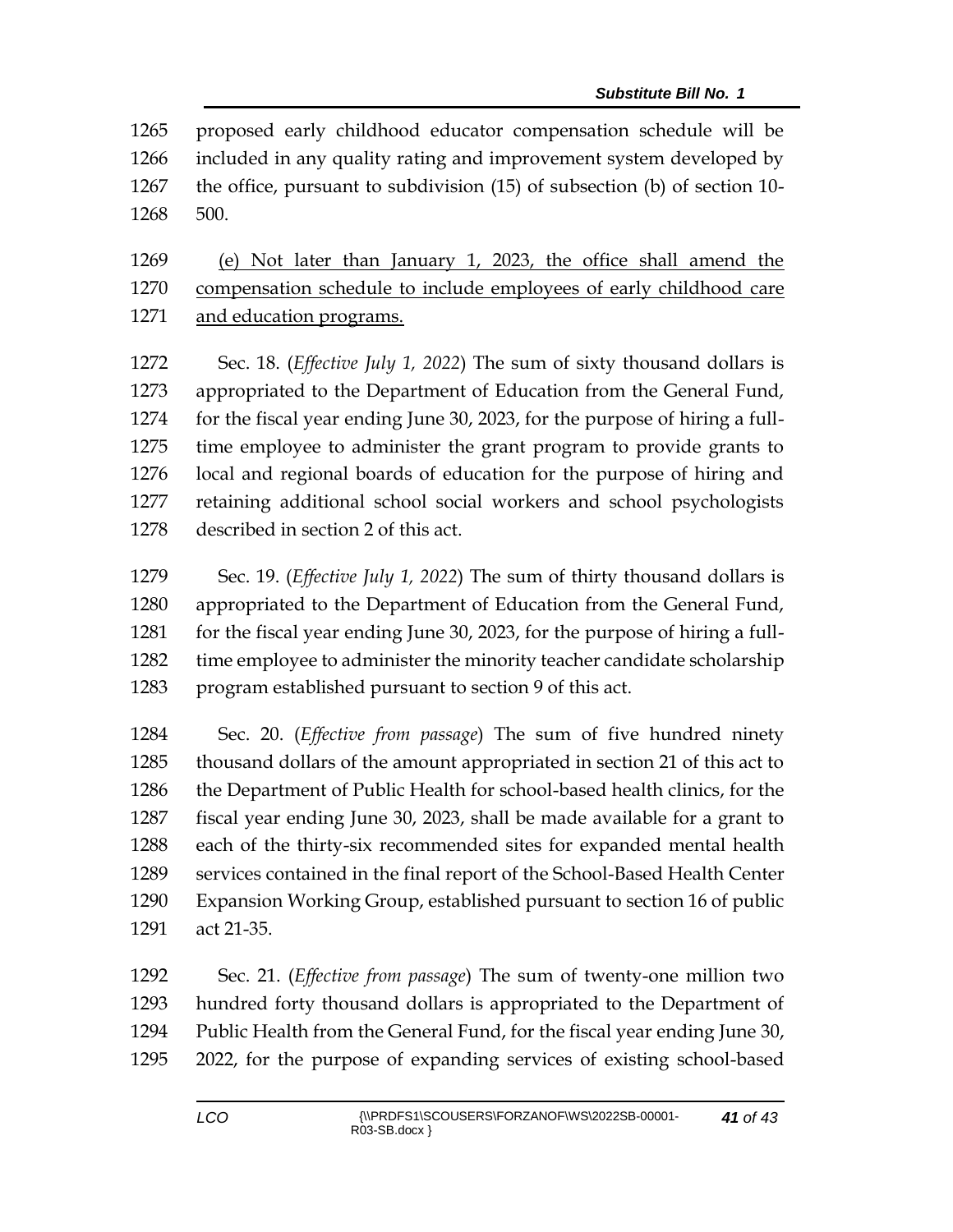proposed early childhood educator compensation schedule will be included in any quality rating and improvement system developed by the office, pursuant to subdivision (15) of subsection (b) of section 10-500.

<u>(e) Not later than January 1, 2023, the office shall amend the compensation schedule to include employees of early childhood care and education programs.</u>

Sec. 18. (*Effective July 1, 2022*) The sum of sixty thousand dollars is appropriated to the Department of Education from the General Fund, for the fiscal year ending June 30, 2023, for the purpose of hiring a full-time employee to administer the grant program to provide grants to local and regional boards of education for the purpose of hiring and retaining additional school social workers and school psychologists described in section 2 of this act.

Sec. 19. (*Effective July 1, 2022*) The sum of thirty thousand dollars is appropriated to the Department of Education from the General Fund, for the fiscal year ending June 30, 2023, for the purpose of hiring a full-time employee to administer the minority teacher candidate scholarship program established pursuant to section 9 of this act.

Sec. 20. (*Effective from passage*) The sum of five hundred ninety thousand dollars of the amount appropriated in section 21 of this act to the Department of Public Health for school-based health clinics, for the fiscal year ending June 30, 2023, shall be made available for a grant to each of the thirty-six recommended sites for expanded mental health services contained in the final report of the School-Based Health Center Expansion Working Group, established pursuant to section 16 of public act 21-35.

Sec. 21. (*Effective from passage*) The sum of twenty-one million two hundred forty thousand dollars is appropriated to the Department of Public Health from the General Fund, for the fiscal year ending June 30, 2022, for the purpose of expanding services of existing school-based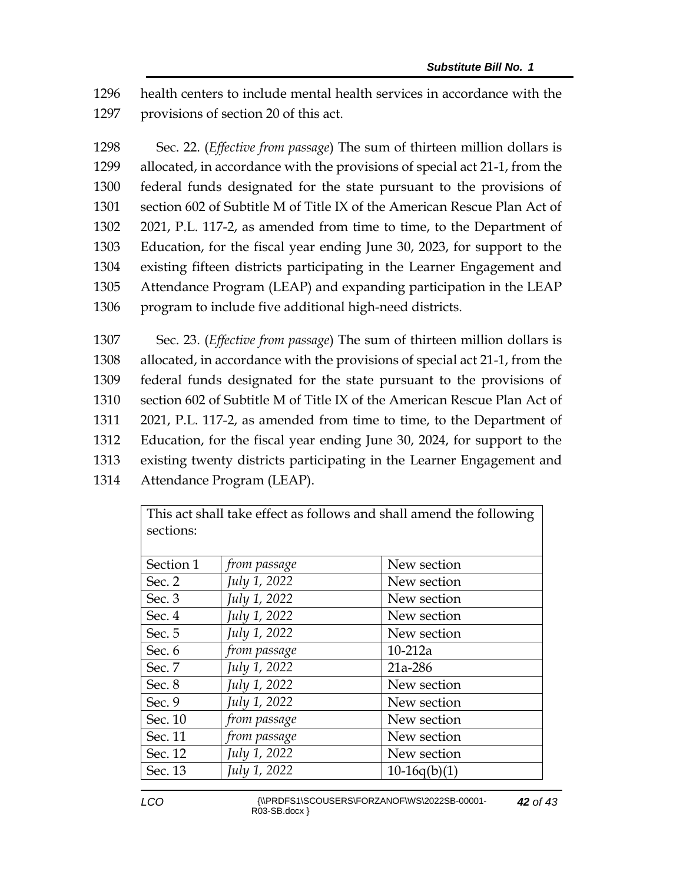health centers to include mental health services in accordance with the provisions of section 20 of this act.

Sec. 22. (*Effective from passage*) The sum of thirteen million dollars is allocated, in accordance with the provisions of special act 21-1, from the federal funds designated for the state pursuant to the provisions of section 602 of Subtitle M of Title IX of the American Rescue Plan Act of 2021, P.L. 117-2, as amended from time to time, to the Department of Education, for the fiscal year ending June 30, 2023, for support to the existing fifteen districts participating in the Learner Engagement and Attendance Program (LEAP) and expanding participation in the LEAP program to include five additional high-need districts.

Sec. 23. (*Effective from passage*) The sum of thirteen million dollars is allocated, in accordance with the provisions of special act 21-1, from the federal funds designated for the state pursuant to the provisions of section 602 of Subtitle M of Title IX of the American Rescue Plan Act of 2021, P.L. 117-2, as amended from time to time, to the Department of Education, for the fiscal year ending June 30, 2024, for support to the existing twenty districts participating in the Learner Engagement and Attendance Program (LEAP).

| This act shall take effect as follows and shall amend the following sections: | | |
|---|---|---|
| Section 1 | *from passage* | New section |
| Sec. 2 | *July 1, 2022* | New section |
| Sec. 3 | *July 1, 2022* | New section |
| Sec. 4 | *July 1, 2022* | New section |
| Sec. 5 | *July 1, 2022* | New section |
| Sec. 6 | *from passage* | 10-212a |
| Sec. 7 | *July 1, 2022* | 21a-286 |
| Sec. 8 | *July 1, 2022* | New section |
| Sec. 9 | *July 1, 2022* | New section |
| Sec. 10 | *from passage* | New section |
| Sec. 11 | *from passage* | New section |
| Sec. 12 | *July 1, 2022* | New section |
| Sec. 13 | *July 1, 2022* | 10-16q(b)(1) |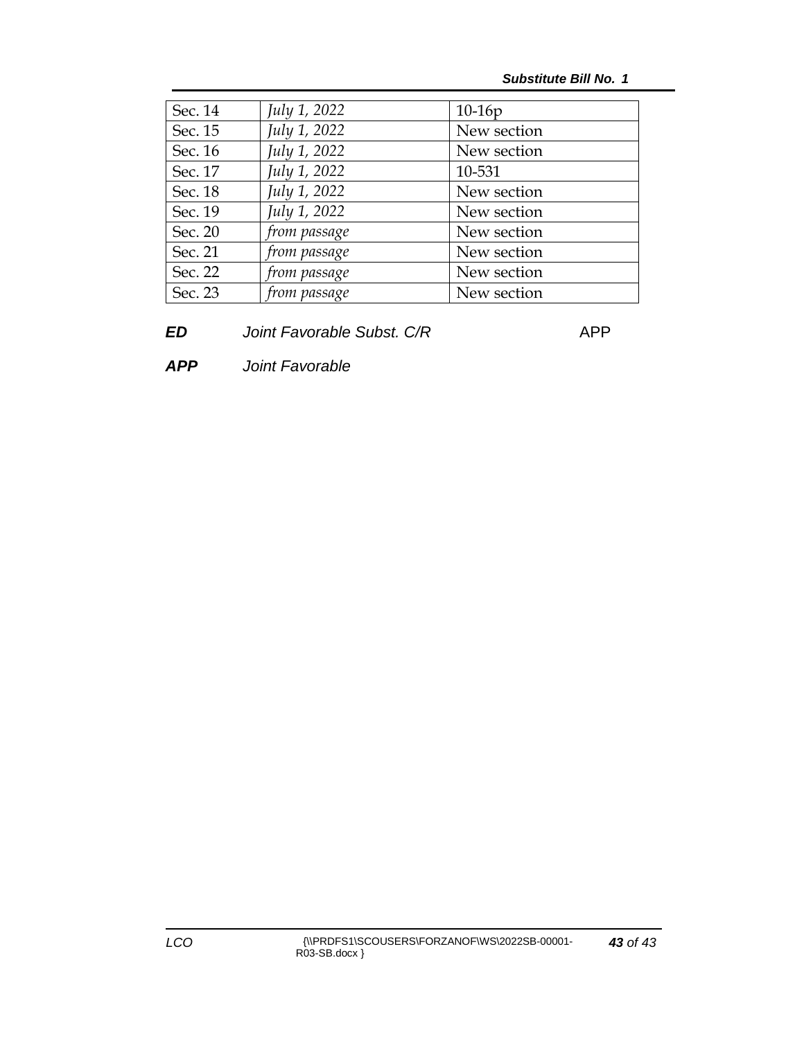| | | |
|---|---|---|
| Sec. 14 | *July 1, 2022* | 10-16p |
| Sec. 15 | *July 1, 2022* | New section |
| Sec. 16 | *July 1, 2022* | New section |
| Sec. 17 | *July 1, 2022* | 10-531 |
| Sec. 18 | *July 1, 2022* | New section |
| Sec. 19 | *July 1, 2022* | New section |
| Sec. 20 | *from passage* | New section |
| Sec. 21 | *from passage* | New section |
| Sec. 22 | *from passage* | New section |
| Sec. 23 | *from passage* | New section |

***ED*** *Joint Favorable Subst. C/R* APP

***APP*** *Joint Favorable*